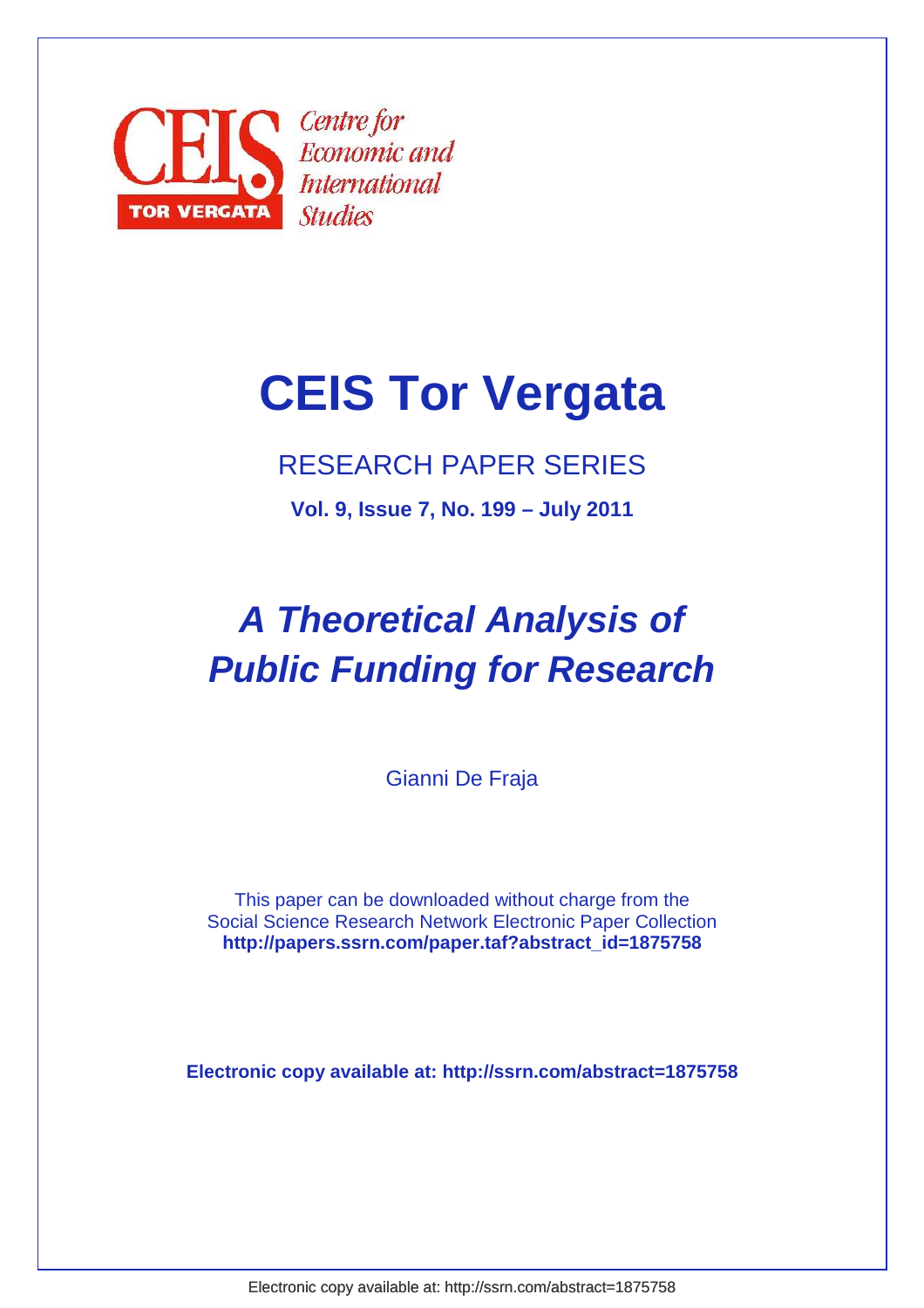Centre for Economic and International Studies

CEIS TOR VERGATA

# CEIS Tor Vergata

RESEARCH PAPER SERIES

**Vol. 9, Issue 7, No. 199 – July 2011**

# *A Theoretical Analysis of Public Funding for Research*

Gianni De Fraja

This paper can be downloaded without charge from the Social Science Research Network Electronic Paper Collection
**http://papers.ssrn.com/paper.taf?abstract_id=1875758**

**Electronic copy available at: http://ssrn.com/abstract=1875758**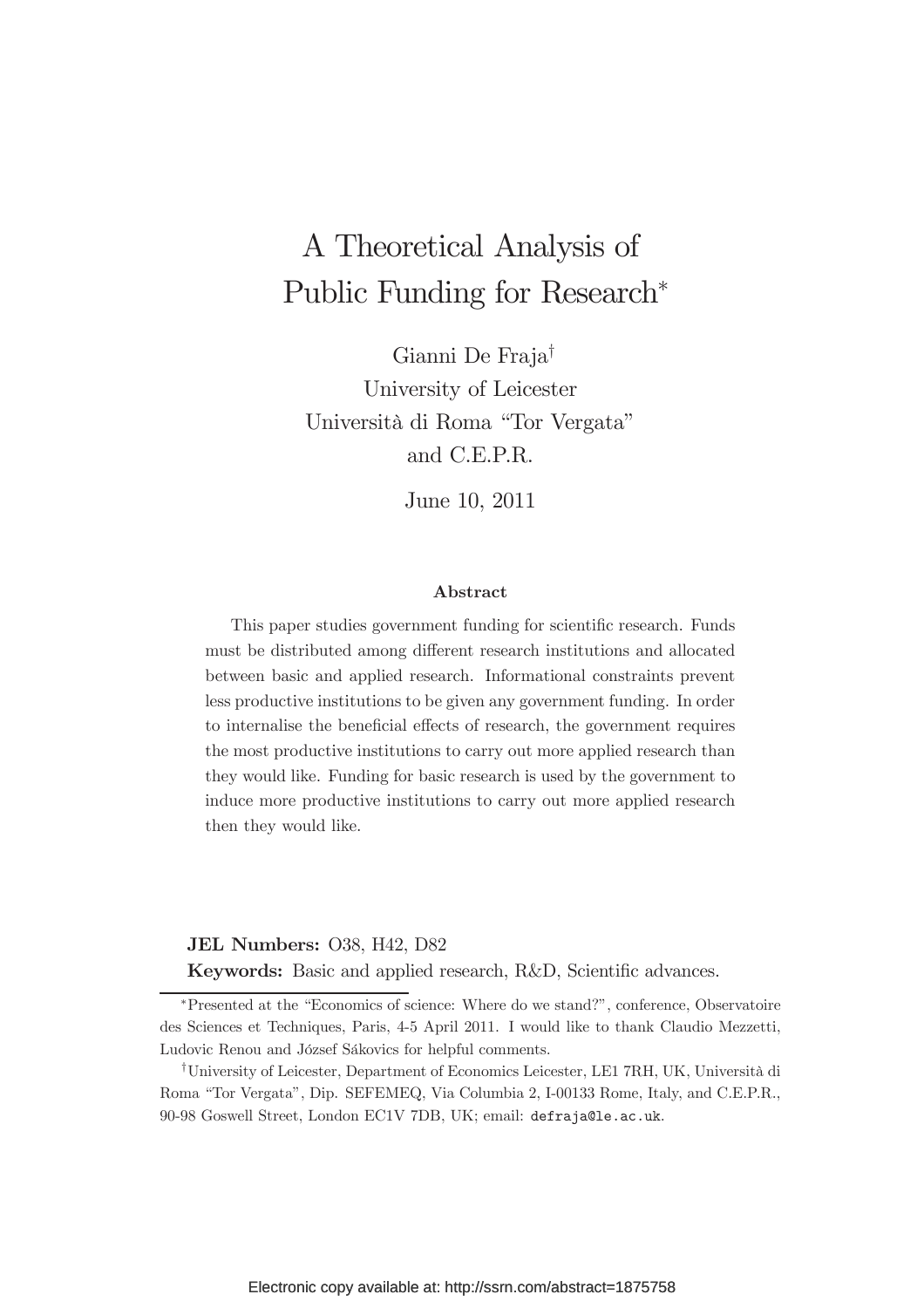# A Theoretical Analysis of Public Funding for Research*

Gianni De Fraja†
University of Leicester
Università di Roma "Tor Vergata"
and C.E.P.R.

June 10, 2011

#### Abstract

This paper studies government funding for scientific research. Funds must be distributed among different research institutions and allocated between basic and applied research. Informational constraints prevent less productive institutions to be given any government funding. In order to internalise the beneficial effects of research, the government requires the most productive institutions to carry out more applied research than they would like. Funding for basic research is used by the government to induce more productive institutions to carry out more applied research then they would like.

**JEL Numbers:** O38, H42, D82

**Keywords:** Basic and applied research, R&D, Scientific advances.

*Presented at the "Economics of science: Where do we stand?", conference, Observatoire des Sciences et Techniques, Paris, 4-5 April 2011. I would like to thank Claudio Mezzetti, Ludovic Renou and József Sákovics for helpful comments.

†University of Leicester, Department of Economics Leicester, LE1 7RH, UK, Università di Roma "Tor Vergata", Dip. SEFEMEQ, Via Columbia 2, I-00133 Rome, Italy, and C.E.P.R., 90-98 Goswell Street, London EC1V 7DB, UK; email: `defraja@le.ac.uk`.

Electronic copy available at: http://ssrn.com/abstract=1875758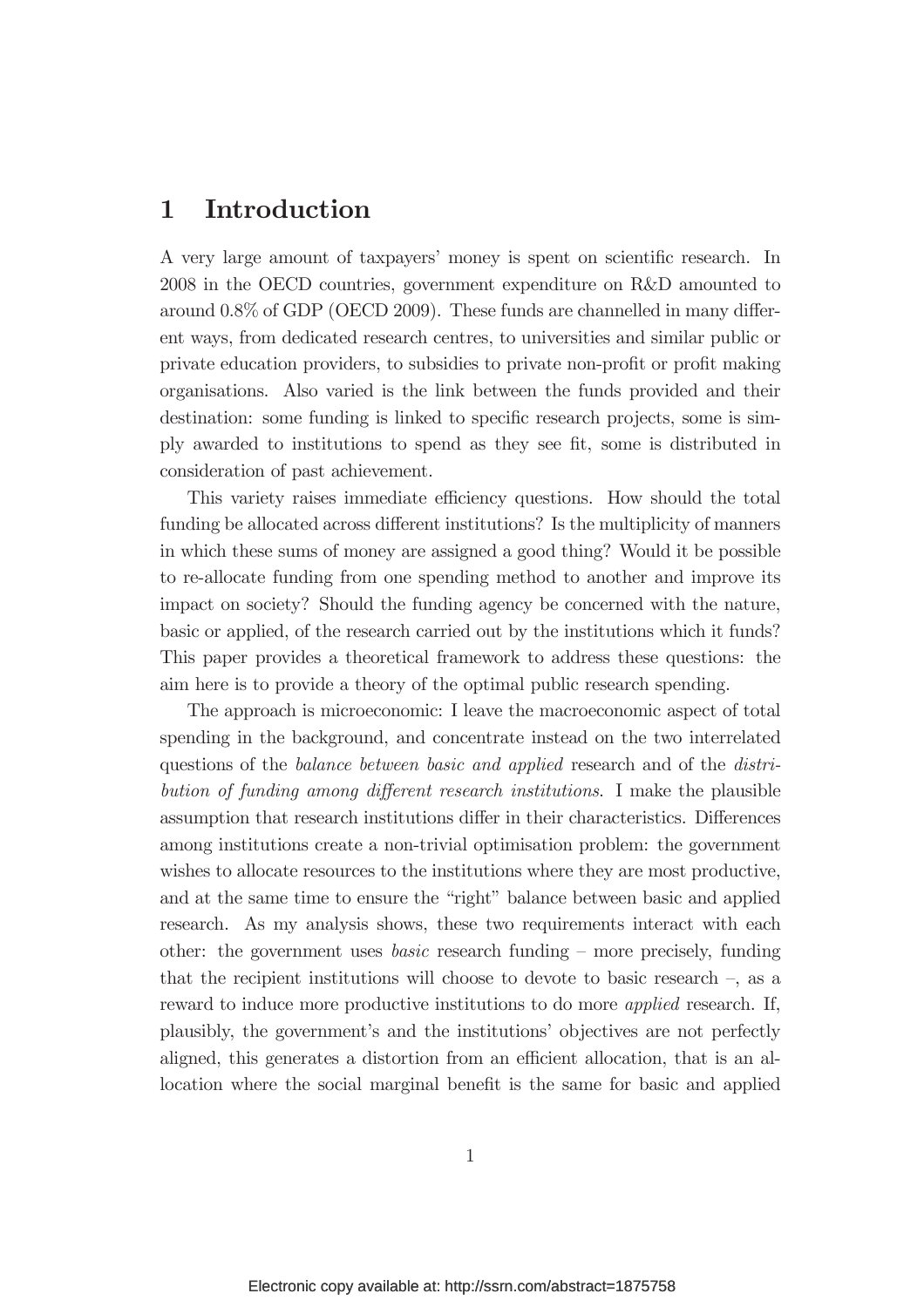# 1 Introduction

A very large amount of taxpayers' money is spent on scientific research. In 2008 in the OECD countries, government expenditure on R&D amounted to around 0.8% of GDP (OECD 2009). These funds are channelled in many different ways, from dedicated research centres, to universities and similar public or private education providers, to subsidies to private non-profit or profit making organisations. Also varied is the link between the funds provided and their destination: some funding is linked to specific research projects, some is simply awarded to institutions to spend as they see fit, some is distributed in consideration of past achievement.

This variety raises immediate efficiency questions. How should the total funding be allocated across different institutions? Is the multiplicity of manners in which these sums of money are assigned a good thing? Would it be possible to re-allocate funding from one spending method to another and improve its impact on society? Should the funding agency be concerned with the nature, basic or applied, of the research carried out by the institutions which it funds? This paper provides a theoretical framework to address these questions: the aim here is to provide a theory of the optimal public research spending.

The approach is microeconomic: I leave the macroeconomic aspect of total spending in the background, and concentrate instead on the two interrelated questions of the *balance between basic and applied* research and of the *distribution of funding among different research institutions*. I make the plausible assumption that research institutions differ in their characteristics. Differences among institutions create a non-trivial optimisation problem: the government wishes to allocate resources to the institutions where they are most productive, and at the same time to ensure the "right" balance between basic and applied research. As my analysis shows, these two requirements interact with each other: the government uses *basic* research funding – more precisely, funding that the recipient institutions will choose to devote to basic research –, as a reward to induce more productive institutions to do more *applied* research. If, plausibly, the government's and the institutions' objectives are not perfectly aligned, this generates a distortion from an efficient allocation, that is an allocation where the social marginal benefit is the same for basic and applied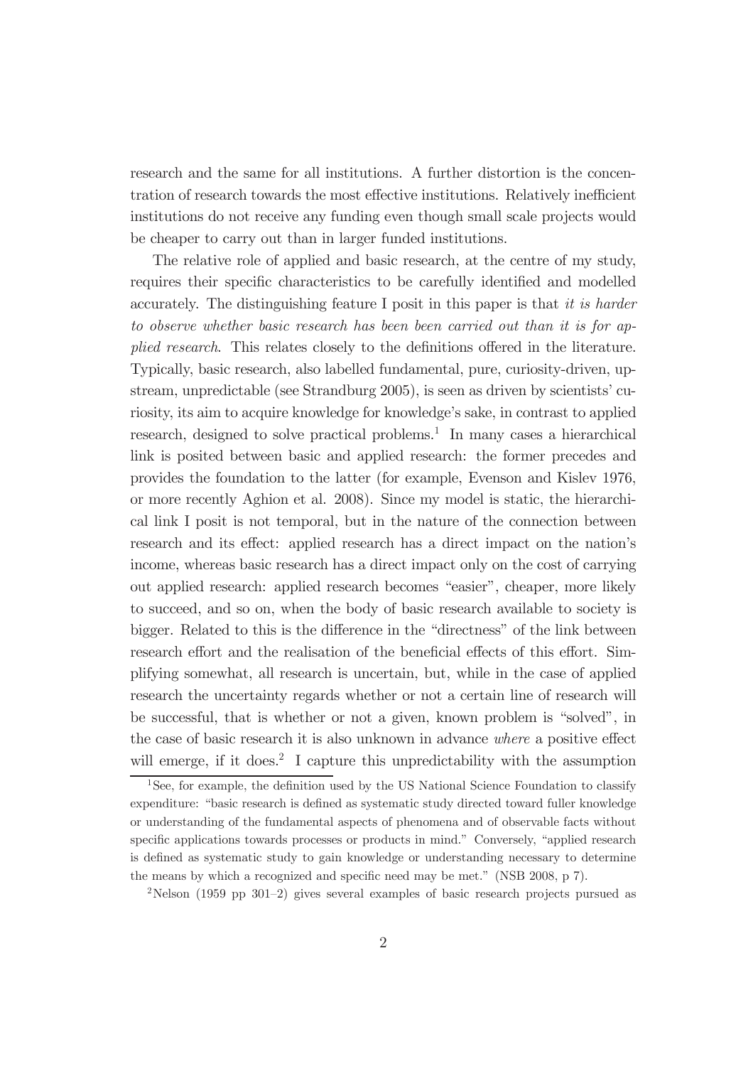research and the same for all institutions. A further distortion is the concentration of research towards the most effective institutions. Relatively inefficient institutions do not receive any funding even though small scale projects would be cheaper to carry out than in larger funded institutions.

The relative role of applied and basic research, at the centre of my study, requires their specific characteristics to be carefully identified and modelled accurately. The distinguishing feature I posit in this paper is that *it is harder to observe whether basic research has been been carried out than it is for applied research*. This relates closely to the definitions offered in the literature. Typically, basic research, also labelled fundamental, pure, curiosity-driven, upstream, unpredictable (see Strandburg 2005), is seen as driven by scientists' curiosity, its aim to acquire knowledge for knowledge's sake, in contrast to applied research, designed to solve practical problems.[1] In many cases a hierarchical link is posited between basic and applied research: the former precedes and provides the foundation to the latter (for example, Evenson and Kislev 1976, or more recently Aghion et al. 2008). Since my model is static, the hierarchical link I posit is not temporal, but in the nature of the connection between research and its effect: applied research has a direct impact on the nation's income, whereas basic research has a direct impact only on the cost of carrying out applied research: applied research becomes "easier", cheaper, more likely to succeed, and so on, when the body of basic research available to society is bigger. Related to this is the difference in the "directness" of the link between research effort and the realisation of the beneficial effects of this effort. Simplifying somewhat, all research is uncertain, but, while in the case of applied research the uncertainty regards whether or not a certain line of research will be successful, that is whether or not a given, known problem is "solved", in the case of basic research it is also unknown in advance *where* a positive effect will emerge, if it does.[2] I capture this unpredictability with the assumption

[1] See, for example, the definition used by the US National Science Foundation to classify expenditure: "basic research is defined as systematic study directed toward fuller knowledge or understanding of the fundamental aspects of phenomena and of observable facts without specific applications towards processes or products in mind." Conversely, "applied research is defined as systematic study to gain knowledge or understanding necessary to determine the means by which a recognized and specific need may be met." (NSB 2008, p 7).

[2] Nelson (1959 pp 301–2) gives several examples of basic research projects pursued as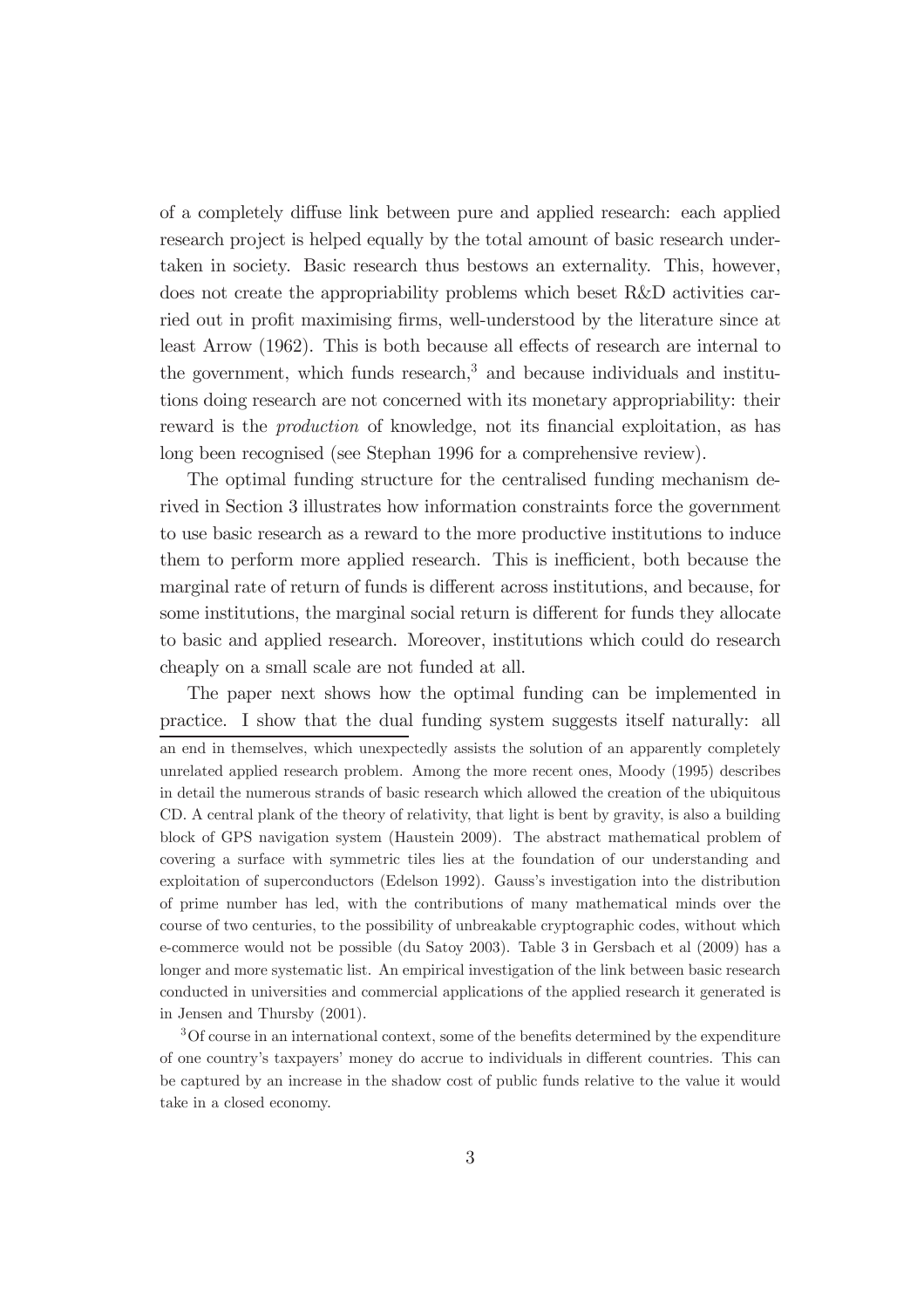of a completely diffuse link between pure and applied research: each applied research project is helped equally by the total amount of basic research undertaken in society. Basic research thus bestows an externality. This, however, does not create the appropriability problems which beset R&D activities carried out in profit maximising firms, well-understood by the literature since at least Arrow (1962). This is both because all effects of research are internal to the government, which funds research,[3] and because individuals and institutions doing research are not concerned with its monetary appropriability: their reward is the *production* of knowledge, not its financial exploitation, as has long been recognised (see Stephan 1996 for a comprehensive review).

The optimal funding structure for the centralised funding mechanism derived in Section 3 illustrates how information constraints force the government to use basic research as a reward to the more productive institutions to induce them to perform more applied research. This is inefficient, both because the marginal rate of return of funds is different across institutions, and because, for some institutions, the marginal social return is different for funds they allocate to basic and applied research. Moreover, institutions which could do research cheaply on a small scale are not funded at all.

The paper next shows how the optimal funding can be implemented in practice. I show that the dual funding system suggests itself naturally: all

an end in themselves, which unexpectedly assists the solution of an apparently completely unrelated applied research problem. Among the more recent ones, Moody (1995) describes in detail the numerous strands of basic research which allowed the creation of the ubiquitous CD. A central plank of the theory of relativity, that light is bent by gravity, is also a building block of GPS navigation system (Haustein 2009). The abstract mathematical problem of covering a surface with symmetric tiles lies at the foundation of our understanding and exploitation of superconductors (Edelson 1992). Gauss's investigation into the distribution of prime number has led, with the contributions of many mathematical minds over the course of two centuries, to the possibility of unbreakable cryptographic codes, without which e-commerce would not be possible (du Satoy 2003). Table 3 in Gersbach et al (2009) has a longer and more systematic list. An empirical investigation of the link between basic research conducted in universities and commercial applications of the applied research it generated is in Jensen and Thursby (2001).

[3] Of course in an international context, some of the benefits determined by the expenditure of one country's taxpayers' money do accrue to individuals in different countries. This can be captured by an increase in the shadow cost of public funds relative to the value it would take in a closed economy.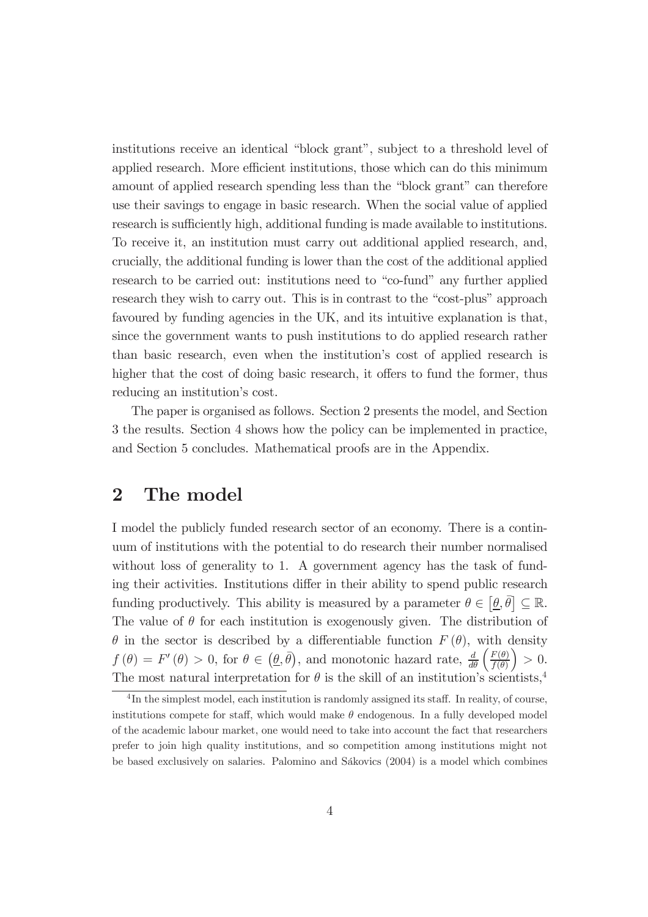institutions receive an identical "block grant", subject to a threshold level of applied research. More efficient institutions, those which can do this minimum amount of applied research spending less than the "block grant" can therefore use their savings to engage in basic research. When the social value of applied research is sufficiently high, additional funding is made available to institutions. To receive it, an institution must carry out additional applied research, and, crucially, the additional funding is lower than the cost of the additional applied research to be carried out: institutions need to "co-fund" any further applied research they wish to carry out. This is in contrast to the "cost-plus" approach favoured by funding agencies in the UK, and its intuitive explanation is that, since the government wants to push institutions to do applied research rather than basic research, even when the institution's cost of applied research is higher that the cost of doing basic research, it offers to fund the former, thus reducing an institution's cost.

The paper is organised as follows. Section 2 presents the model, and Section 3 the results. Section 4 shows how the policy can be implemented in practice, and Section 5 concludes. Mathematical proofs are in the Appendix.

# 2 The model

I model the publicly funded research sector of an economy. There is a continuum of institutions with the potential to do research their number normalised without loss of generality to 1. A government agency has the task of funding their activities. Institutions differ in their ability to spend public research funding productively. This ability is measured by a parameter $\theta \in \left[\underline{\theta}, \bar{\theta}\right] \subseteq \mathbb{R}$. The value of $\theta$ for each institution is exogenously given. The distribution of $\theta$ in the sector is described by a differentiable function $F(\theta)$, with density $f(\theta) = F'(\theta) > 0$, for $\theta \in \left(\underline{\theta}, \bar{\theta}\right)$, and monotonic hazard rate, $\frac{d}{d\theta}\left(\frac{F(\theta)}{f(\theta)}\right) > 0$. The most natural interpretation for $\theta$ is the skill of an institution's scientists,[4]

[4] In the simplest model, each institution is randomly assigned its staff. In reality, of course, institutions compete for staff, which would make $\theta$ endogenous. In a fully developed model of the academic labour market, one would need to take into account the fact that researchers prefer to join high quality institutions, and so competition among institutions might not be based exclusively on salaries. Palomino and Sákovics (2004) is a model which combines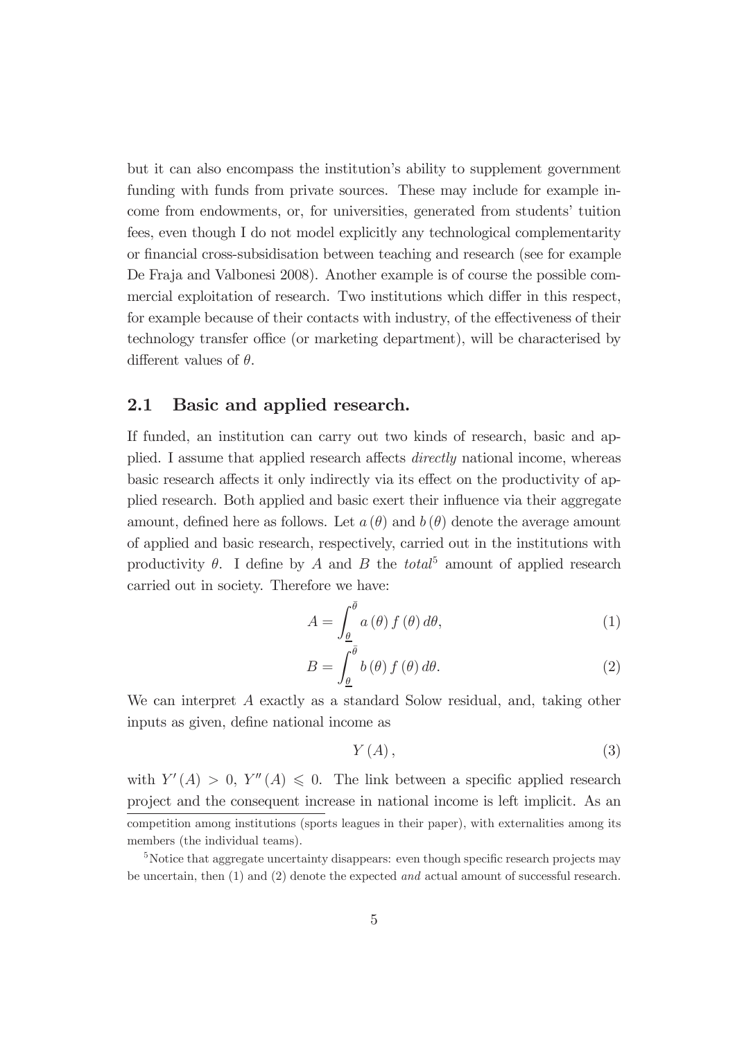but it can also encompass the institution's ability to supplement government funding with funds from private sources. These may include for example income from endowments, or, for universities, generated from students' tuition fees, even though I do not model explicitly any technological complementarity or financial cross-subsidisation between teaching and research (see for example De Fraja and Valbonesi 2008). Another example is of course the possible commercial exploitation of research. Two institutions which differ in this respect, for example because of their contacts with industry, of the effectiveness of their technology transfer office (or marketing department), will be characterised by different values of $\theta$.

## 2.1 Basic and applied research.

If funded, an institution can carry out two kinds of research, basic and applied. I assume that applied research affects *directly* national income, whereas basic research affects it only indirectly via its effect on the productivity of applied research. Both applied and basic exert their influence via their aggregate amount, defined here as follows. Let $a(\theta)$ and $b(\theta)$ denote the average amount of applied and basic research, respectively, carried out in the institutions with productivity $\theta$. I define by $A$ and $B$ the *total*[5] amount of applied research carried out in society. Therefore we have:

$$A = \int_{\underline{\theta}}^{\bar{\theta}} a(\theta) f(\theta) d\theta, \tag{1}$$

$$B = \int_{\underline{\theta}}^{\bar{\theta}} b(\theta) f(\theta) d\theta. \tag{2}$$

We can interpret $A$ exactly as a standard Solow residual, and, taking other inputs as given, define national income as

$$Y(A), \tag{3}$$

with $Y'(A) > 0$, $Y''(A) \leqslant 0$. The link between a specific applied research project and the consequent increase in national income is left implicit. As an

competition among institutions (sports leagues in their paper), with externalities among its members (the individual teams).

[5]Notice that aggregate uncertainty disappears: even though specific research projects may be uncertain, then (1) and (2) denote the expected *and* actual amount of successful research.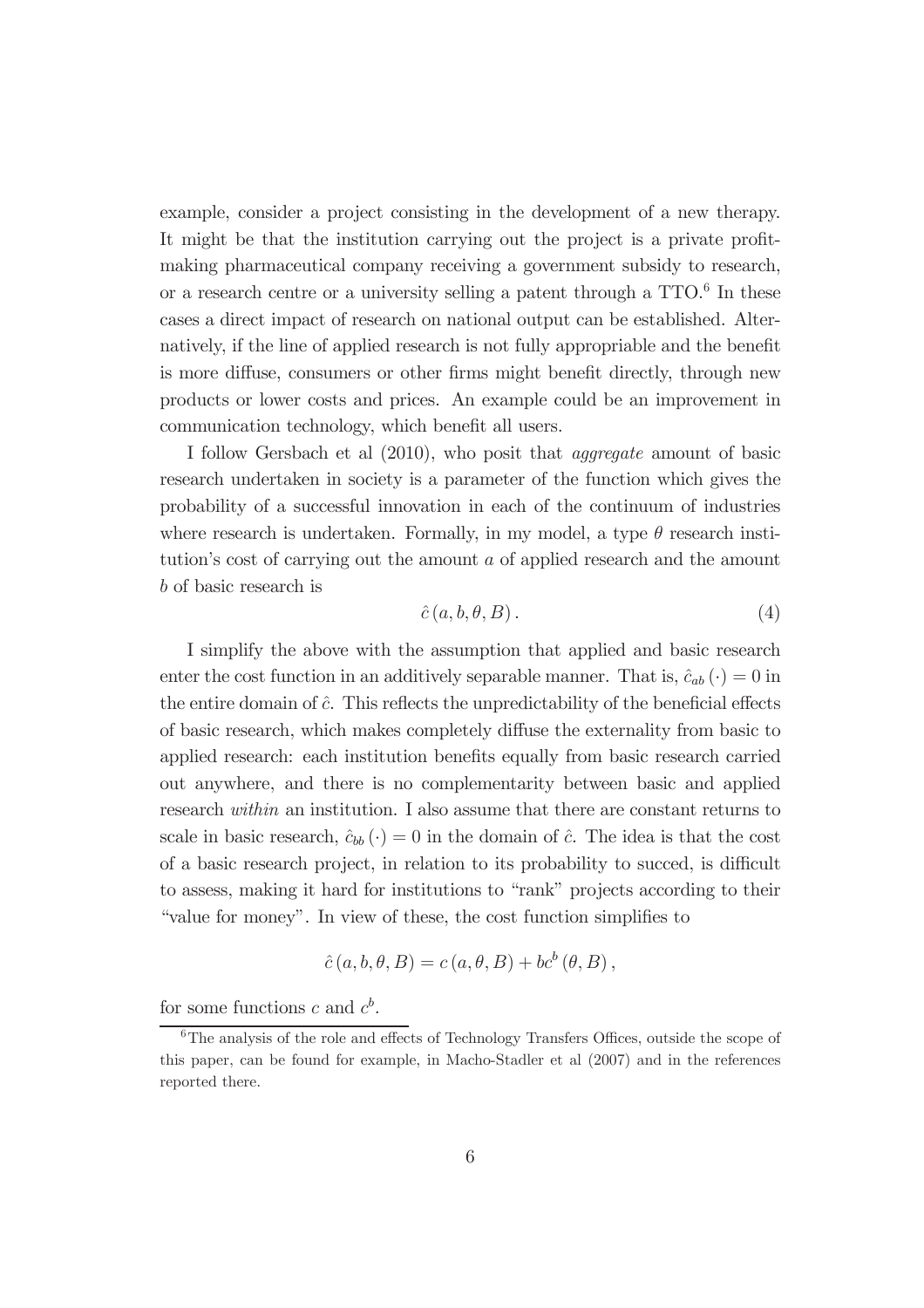example, consider a project consisting in the development of a new therapy. It might be that the institution carrying out the project is a private profit-making pharmaceutical company receiving a government subsidy to research, or a research centre or a university selling a patent through a TTO.[6] In these cases a direct impact of research on national output can be established. Alternatively, if the line of applied research is not fully appropriable and the benefit is more diffuse, consumers or other firms might benefit directly, through new products or lower costs and prices. An example could be an improvement in communication technology, which benefit all users.

I follow Gersbach et al (2010), who posit that *aggregate* amount of basic research undertaken in society is a parameter of the function which gives the probability of a successful innovation in each of the continuum of industries where research is undertaken. Formally, in my model, a type $\theta$ research institution's cost of carrying out the amount $a$ of applied research and the amount $b$ of basic research is

$$\hat{c}(a, b, \theta, B). \tag{4}$$

I simplify the above with the assumption that applied and basic research enter the cost function in an additively separable manner. That is, $\hat{c}_{ab}(\cdot) = 0$ in the entire domain of $\hat{c}$. This reflects the unpredictability of the beneficial effects of basic research, which makes completely diffuse the externality from basic to applied research: each institution benefits equally from basic research carried out anywhere, and there is no complementarity between basic and applied research *within* an institution. I also assume that there are constant returns to scale in basic research, $\hat{c}_{bb}(\cdot) = 0$ in the domain of $\hat{c}$. The idea is that the cost of a basic research project, in relation to its probability to succed, is difficult to assess, making it hard for institutions to "rank" projects according to their "value for money". In view of these, the cost function simplifies to

$$\hat{c}(a, b, \theta, B) = c(a, \theta, B) + bc^{b}(\theta, B),$$

for some functions $c$ and $c^{b}$.

[6] The analysis of the role and effects of Technology Transfers Offices, outside the scope of this paper, can be found for example, in Macho-Stadler et al (2007) and in the references reported there.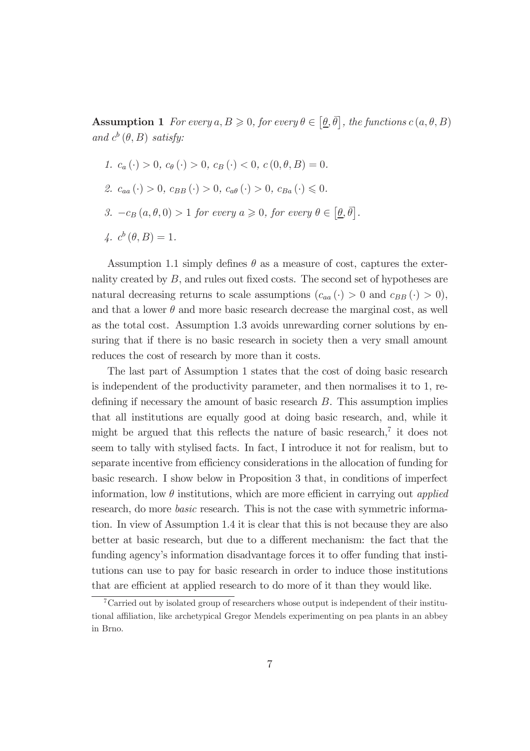**Assumption 1** *For every $a, B \geqslant 0$, for every $\theta \in [\underline{\theta}, \bar{\theta}]$, the functions $c(a, \theta, B)$ and $c^b(\theta, B)$ satisfy:*

1. $c_a(\cdot) > 0$, $c_\theta(\cdot) > 0$, $c_B(\cdot) < 0$, $c(0, \theta, B) = 0$.
2. $c_{aa}(\cdot) > 0$, $c_{BB}(\cdot) > 0$, $c_{a\theta}(\cdot) > 0$, $c_{Ba}(\cdot) \leqslant 0$.
3. $-c_B(a, \theta, 0) > 1$ *for every* $a \geqslant 0$, *for every* $\theta \in [\underline{\theta}, \bar{\theta}]$.
4. $c^b(\theta, B) = 1$.

Assumption 1.1 simply defines $\theta$ as a measure of cost, captures the externality created by $B$, and rules out fixed costs. The second set of hypotheses are natural decreasing returns to scale assumptions ($c_{aa}(\cdot) > 0$ and $c_{BB}(\cdot) > 0$), and that a lower $\theta$ and more basic research decrease the marginal cost, as well as the total cost. Assumption 1.3 avoids unrewarding corner solutions by ensuring that if there is no basic research in society then a very small amount reduces the cost of research by more than it costs.

The last part of Assumption 1 states that the cost of doing basic research is independent of the productivity parameter, and then normalises it to 1, redefining if necessary the amount of basic research $B$. This assumption implies that all institutions are equally good at doing basic research, and, while it might be argued that this reflects the nature of basic research,[7] it does not seem to tally with stylised facts. In fact, I introduce it not for realism, but to separate incentive from efficiency considerations in the allocation of funding for basic research. I show below in Proposition 3 that, in conditions of imperfect information, low $\theta$ institutions, which are more efficient in carrying out *applied* research, do more *basic* research. This is not the case with symmetric information. In view of Assumption 1.4 it is clear that this is not because they are also better at basic research, but due to a different mechanism: the fact that the funding agency's information disadvantage forces it to offer funding that institutions can use to pay for basic research in order to induce those institutions that are efficient at applied research to do more of it than they would like.

[7] Carried out by isolated group of researchers whose output is independent of their institutional affiliation, like archetypical Gregor Mendels experimenting on pea plants in an abbey in Brno.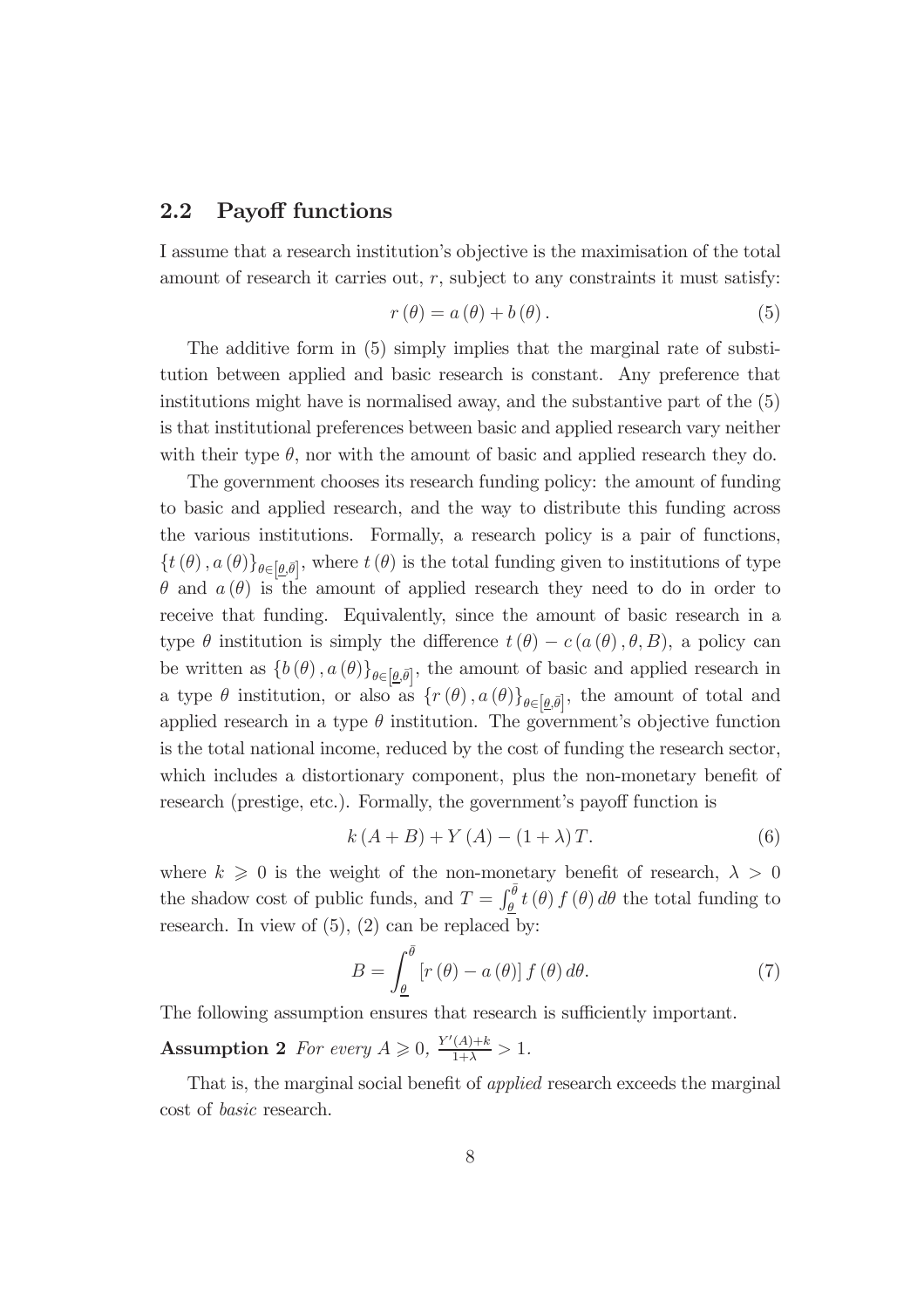## 2.2 Payoff functions

I assume that a research institution's objective is the maximisation of the total amount of research it carries out, $r$, subject to any constraints it must satisfy:

$$r(\theta) = a(\theta) + b(\theta). \tag{5}$$

The additive form in (5) simply implies that the marginal rate of substitution between applied and basic research is constant. Any preference that institutions might have is normalised away, and the substantive part of the (5) is that institutional preferences between basic and applied research vary neither with their type $\theta$, nor with the amount of basic and applied research they do.

The government chooses its research funding policy: the amount of funding to basic and applied research, and the way to distribute this funding across the various institutions. Formally, a research policy is a pair of functions, $\{t(\theta), a(\theta)\}_{\theta \in [\underline{\theta}, \bar{\theta}]}$, where $t(\theta)$ is the total funding given to institutions of type $\theta$ and $a(\theta)$ is the amount of applied research they need to do in order to receive that funding. Equivalently, since the amount of basic research in a type $\theta$ institution is simply the difference $t(\theta) - c(a(\theta), \theta, B)$, a policy can be written as $\{b(\theta), a(\theta)\}_{\theta \in [\underline{\theta}, \bar{\theta}]}$, the amount of basic and applied research in a type $\theta$ institution, or also as $\{r(\theta), a(\theta)\}_{\theta \in [\underline{\theta}, \bar{\theta}]}$, the amount of total and applied research in a type $\theta$ institution. The government's objective function is the total national income, reduced by the cost of funding the research sector, which includes a distortionary component, plus the non-monetary benefit of research (prestige, etc.). Formally, the government's payoff function is

$$k(A + B) + Y(A) - (1 + \lambda) T. \tag{6}$$

where $k \geqslant 0$ is the weight of the non-monetary benefit of research, $\lambda > 0$ the shadow cost of public funds, and $T = \int_{\underline{\theta}}^{\bar{\theta}} t(\theta) f(\theta) d\theta$ the total funding to research. In view of (5), (2) can be replaced by:

$$B = \int_{\underline{\theta}}^{\bar{\theta}} [r(\theta) - a(\theta)] f(\theta) d\theta. \tag{7}$$

The following assumption ensures that research is sufficiently important.

**Assumption 2** *For every $A \geqslant 0$, $\frac{Y'(A)+k}{1+\lambda} > 1$.*

That is, the marginal social benefit of *applied* research exceeds the marginal cost of *basic* research.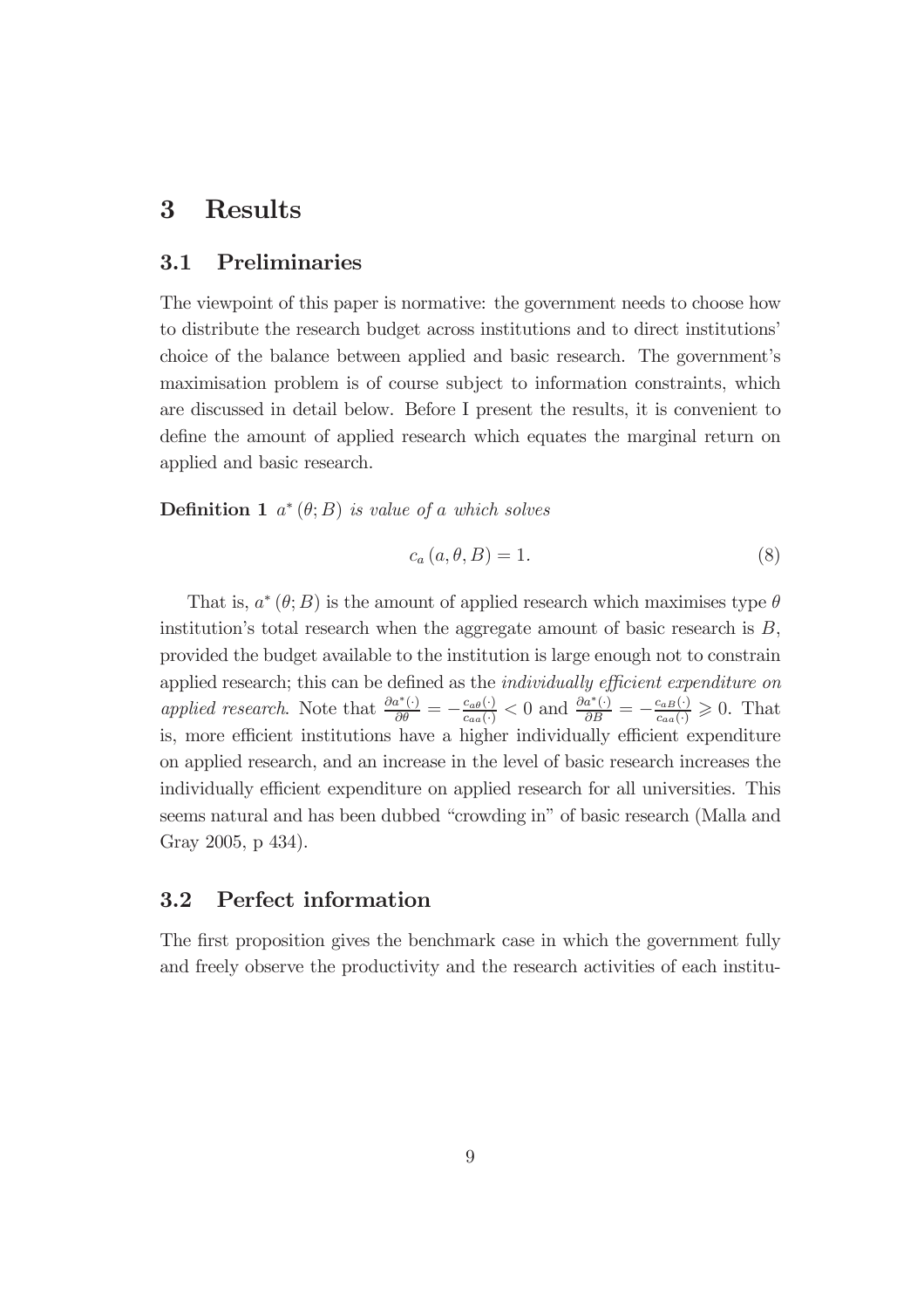# 3 Results

## 3.1 Preliminaries

The viewpoint of this paper is normative: the government needs to choose how to distribute the research budget across institutions and to direct institutions' choice of the balance between applied and basic research. The government's maximisation problem is of course subject to information constraints, which are discussed in detail below. Before I present the results, it is convenient to define the amount of applied research which equates the marginal return on applied and basic research.

**Definition 1** *$a^*(\theta; B)$ is value of $a$ which solves*

$$c_a(a, \theta, B) = 1. \tag{8}$$

That is, $a^*(\theta; B)$ is the amount of applied research which maximises type $\theta$ institution's total research when the aggregate amount of basic research is $B$, provided the budget available to the institution is large enough not to constrain applied research; this can be defined as the *individually efficient expenditure on applied research*. Note that $\frac{\partial a^*(\cdot)}{\partial \theta} = -\frac{c_{a\theta}(\cdot)}{c_{aa}(\cdot)} < 0$ and $\frac{\partial a^*(\cdot)}{\partial B} = -\frac{c_{aB}(\cdot)}{c_{aa}(\cdot)} \geqslant 0$. That is, more efficient institutions have a higher individually efficient expenditure on applied research, and an increase in the level of basic research increases the individually efficient expenditure on applied research for all universities. This seems natural and has been dubbed "crowding in" of basic research (Malla and Gray 2005, p 434).

## 3.2 Perfect information

The first proposition gives the benchmark case in which the government fully and freely observe the productivity and the research activities of each institu-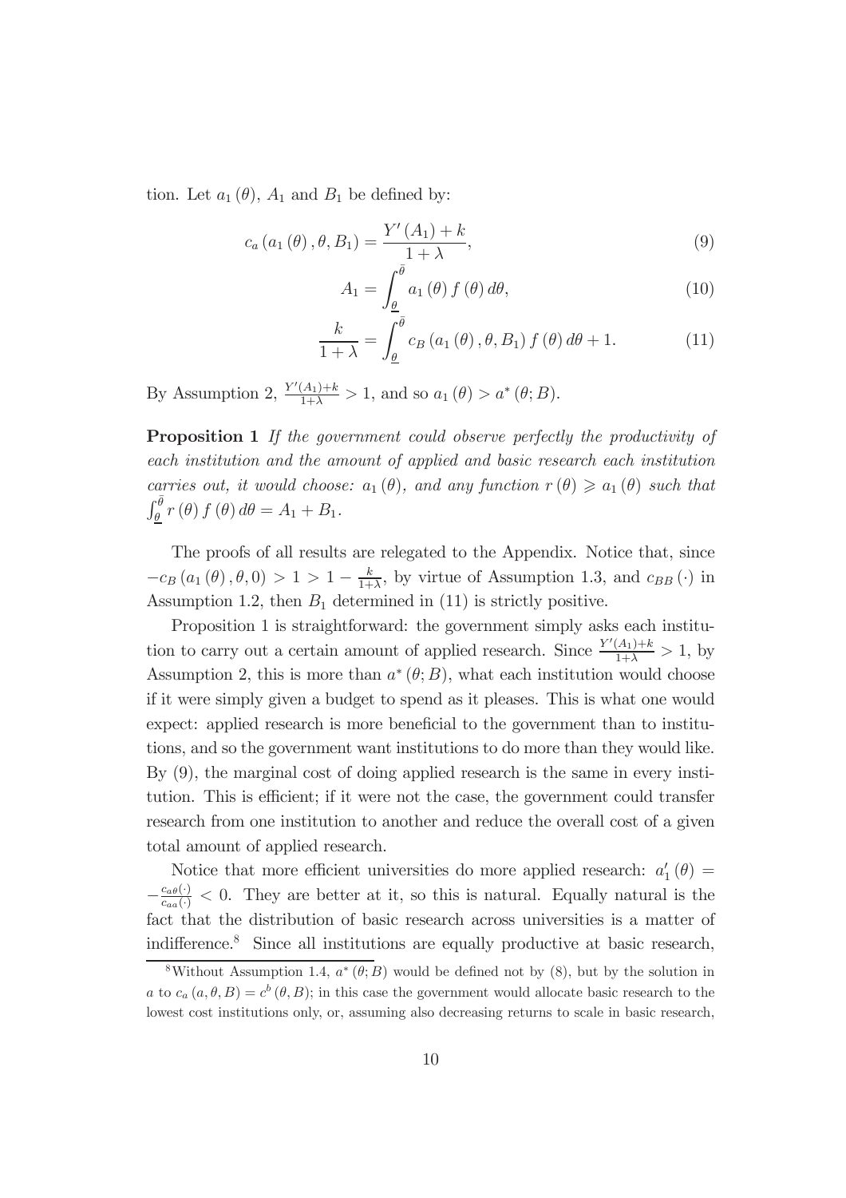tion. Let $a_1(\theta)$, $A_1$ and $B_1$ be defined by:

$$c_a(a_1(\theta), \theta, B_1) = \frac{Y'(A_1) + k}{1 + \lambda}, \tag{9}$$

$$A_1 = \int_{\underline{\theta}}^{\bar{\theta}} a_1(\theta) f(\theta) d\theta, \tag{10}$$

$$\frac{k}{1+\lambda} = \int_{\underline{\theta}}^{\bar{\theta}} c_B(a_1(\theta), \theta, B_1) f(\theta) d\theta + 1. \tag{11}$$

By Assumption 2, $\frac{Y'(A_1)+k}{1+\lambda} > 1$, and so $a_1(\theta) > a^*(\theta; B)$.

**Proposition 1** *If the government could observe perfectly the productivity of each institution and the amount of applied and basic research each institution carries out, it would choose: $a_1(\theta)$, and any function $r(\theta) \geqslant a_1(\theta)$ such that $\int_{\underline{\theta}}^{\bar{\theta}} r(\theta) f(\theta) d\theta = A_1 + B_1$.*

The proofs of all results are relegated to the Appendix. Notice that, since $-c_B(a_1(\theta), \theta, 0) > 1 > 1 - \frac{k}{1+\lambda}$, by virtue of Assumption 1.3, and $c_{BB}(\cdot)$ in Assumption 1.2, then $B_1$ determined in (11) is strictly positive.

Proposition 1 is straightforward: the government simply asks each institution to carry out a certain amount of applied research. Since $\frac{Y'(A_1)+k}{1+\lambda} > 1$, by Assumption 2, this is more than $a^*(\theta; B)$, what each institution would choose if it were simply given a budget to spend as it pleases. This is what one would expect: applied research is more beneficial to the government than to institutions, and so the government want institutions to do more than they would like. By (9), the marginal cost of doing applied research is the same in every institution. This is efficient; if it were not the case, the government could transfer research from one institution to another and reduce the overall cost of a given total amount of applied research.

Notice that more efficient universities do more applied research: $a_1'(\theta) = -\frac{c_{a\theta}(\cdot)}{c_{aa}(\cdot)} < 0$. They are better at it, so this is natural. Equally natural is the fact that the distribution of basic research across universities is a matter of indifference.[8] Since all institutions are equally productive at basic research,

[8] Without Assumption 1.4, $a^*(\theta; B)$ would be defined not by (8), but by the solution in $a$ to $c_a(a, \theta, B) = c^b(\theta, B)$; in this case the government would allocate basic research to the lowest cost institutions only, or, assuming also decreasing returns to scale in basic research,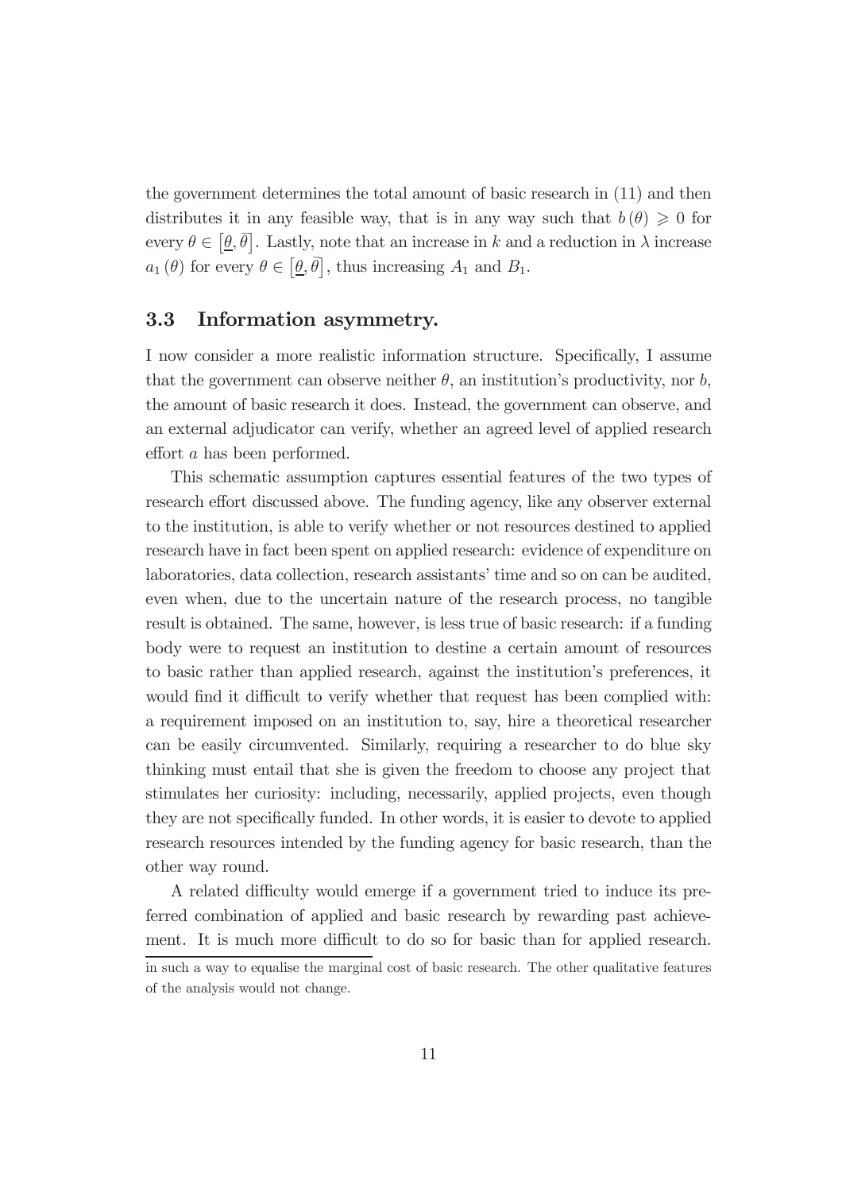the government determines the total amount of basic research in (11) and then distributes it in any feasible way, that is in any way such that $b(\theta) \geqslant 0$ for every $\theta \in [\underline{\theta}, \bar{\theta}]$. Lastly, note that an increase in $k$ and a reduction in $\lambda$ increase $a_1(\theta)$ for every $\theta \in [\underline{\theta}, \bar{\theta}]$, thus increasing $A_1$ and $B_1$.

### 3.3 Information asymmetry.

I now consider a more realistic information structure. Specifically, I assume that the government can observe neither $\theta$, an institution's productivity, nor $b$, the amount of basic research it does. Instead, the government can observe, and an external adjudicator can verify, whether an agreed level of applied research effort $a$ has been performed.

This schematic assumption captures essential features of the two types of research effort discussed above. The funding agency, like any observer external to the institution, is able to verify whether or not resources destined to applied research have in fact been spent on applied research: evidence of expenditure on laboratories, data collection, research assistants' time and so on can be audited, even when, due to the uncertain nature of the research process, no tangible result is obtained. The same, however, is less true of basic research: if a funding body were to request an institution to destine a certain amount of resources to basic rather than applied research, against the institution's preferences, it would find it difficult to verify whether that request has been complied with: a requirement imposed on an institution to, say, hire a theoretical researcher can be easily circumvented. Similarly, requiring a researcher to do blue sky thinking must entail that she is given the freedom to choose any project that stimulates her curiosity: including, necessarily, applied projects, even though they are not specifically funded. In other words, it is easier to devote to applied research resources intended by the funding agency for basic research, than the other way round.

A related difficulty would emerge if a government tried to induce its preferred combination of applied and basic research by rewarding past achievement. It is much more difficult to do so for basic than for applied research.

in such a way to equalise the marginal cost of basic research. The other qualitative features of the analysis would not change.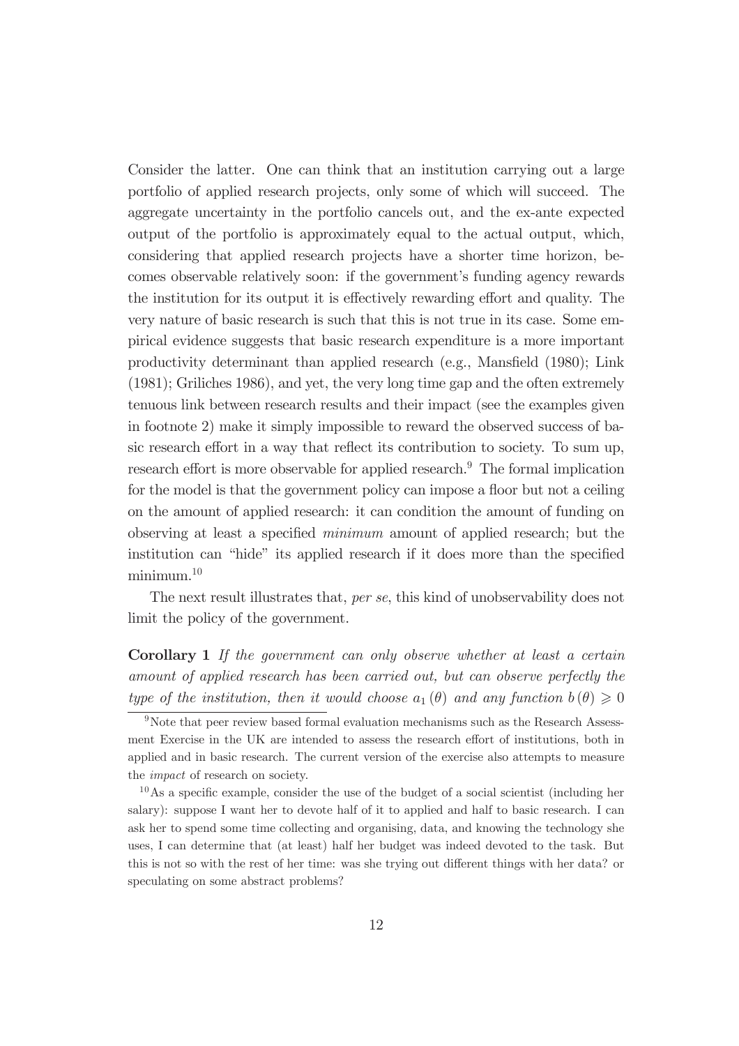Consider the latter. One can think that an institution carrying out a large portfolio of applied research projects, only some of which will succeed. The aggregate uncertainty in the portfolio cancels out, and the ex-ante expected output of the portfolio is approximately equal to the actual output, which, considering that applied research projects have a shorter time horizon, becomes observable relatively soon: if the government's funding agency rewards the institution for its output it is effectively rewarding effort and quality. The very nature of basic research is such that this is not true in its case. Some empirical evidence suggests that basic research expenditure is a more important productivity determinant than applied research (e.g., Mansfield (1980); Link (1981); Griliches 1986), and yet, the very long time gap and the often extremely tenuous link between research results and their impact (see the examples given in footnote 2) make it simply impossible to reward the observed success of basic research effort in a way that reflect its contribution to society. To sum up, research effort is more observable for applied research.[9] The formal implication for the model is that the government policy can impose a floor but not a ceiling on the amount of applied research: it can condition the amount of funding on observing at least a specified *minimum* amount of applied research; but the institution can "hide" its applied research if it does more than the specified minimum.[10]

The next result illustrates that, *per se*, this kind of unobservability does not limit the policy of the government.

**Corollary 1** *If the government can only observe whether at least a certain amount of applied research has been carried out, but can observe perfectly the type of the institution, then it would choose* $a_1(\theta)$ *and any function* $b(\theta) \geqslant 0$

[9] Note that peer review based formal evaluation mechanisms such as the Research Assessment Exercise in the UK are intended to assess the research effort of institutions, both in applied and in basic research. The current version of the exercise also attempts to measure the *impact* of research on society.

[10] As a specific example, consider the use of the budget of a social scientist (including her salary): suppose I want her to devote half of it to applied and half to basic research. I can ask her to spend some time collecting and organising, data, and knowing the technology she uses, I can determine that (at least) half her budget was indeed devoted to the task. But this is not so with the rest of her time: was she trying out different things with her data? or speculating on some abstract problems?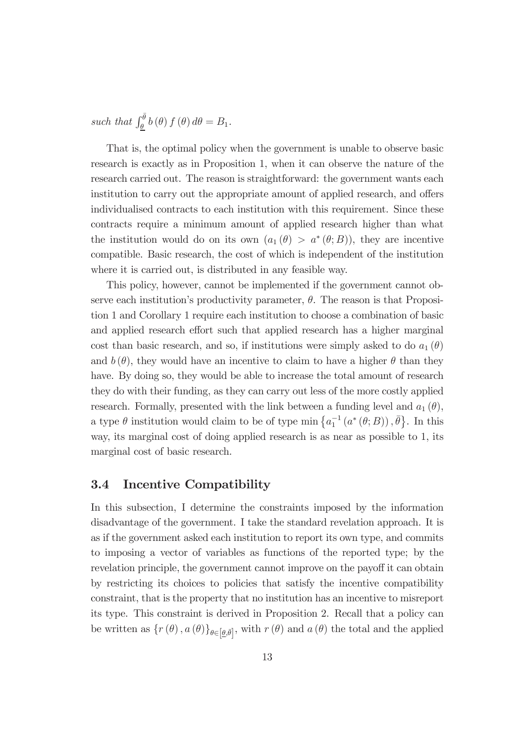*such that* $\int_{\underline{\theta}}^{\bar{\theta}} b(\theta) f(\theta) d\theta = B_1$.

That is, the optimal policy when the government is unable to observe basic research is exactly as in Proposition 1, when it can observe the nature of the research carried out. The reason is straightforward: the government wants each institution to carry out the appropriate amount of applied research, and offers individualised contracts to each institution with this requirement. Since these contracts require a minimum amount of applied research higher than what the institution would do on its own ($a_1(\theta) > a^*(\theta; B)$), they are incentive compatible. Basic research, the cost of which is independent of the institution where it is carried out, is distributed in any feasible way.

This policy, however, cannot be implemented if the government cannot observe each institution's productivity parameter, $\theta$. The reason is that Proposition 1 and Corollary 1 require each institution to choose a combination of basic and applied research effort such that applied research has a higher marginal cost than basic research, and so, if institutions were simply asked to do $a_1(\theta)$ and $b(\theta)$, they would have an incentive to claim to have a higher $\theta$ than they have. By doing so, they would be able to increase the total amount of research they do with their funding, as they can carry out less of the more costly applied research. Formally, presented with the link between a funding level and $a_1(\theta)$, a type $\theta$ institution would claim to be of type $\min\left\{a_1^{-1}(a^*(\theta; B)), \bar{\theta}\right\}$. In this way, its marginal cost of doing applied research is as near as possible to 1, its marginal cost of basic research.

## 3.4 Incentive Compatibility

In this subsection, I determine the constraints imposed by the information disadvantage of the government. I take the standard revelation approach. It is as if the government asked each institution to report its own type, and commits to imposing a vector of variables as functions of the reported type; by the revelation principle, the government cannot improve on the payoff it can obtain by restricting its choices to policies that satisfy the incentive compatibility constraint, that is the property that no institution has an incentive to misreport its type. This constraint is derived in Proposition 2. Recall that a policy can be written as $\{r(\theta), a(\theta)\}_{\theta \in [\underline{\theta}, \bar{\theta}]}$, with $r(\theta)$ and $a(\theta)$ the total and the applied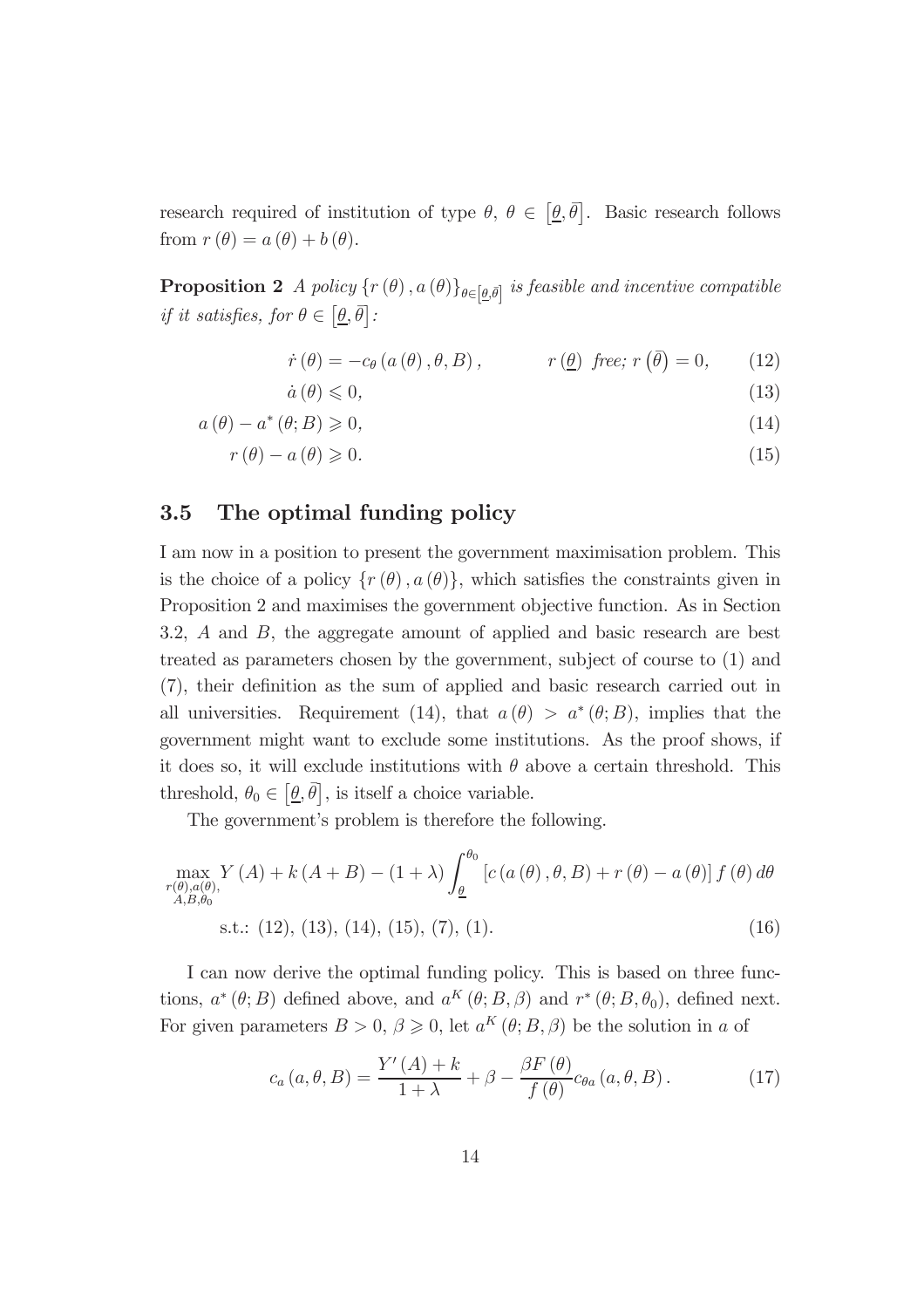research required of institution of type $\theta$, $\theta \in [\underline{\theta}, \bar{\theta}]$. Basic research follows from $r(\theta) = a(\theta) + b(\theta)$.

**Proposition 2** *A policy $\{r(\theta), a(\theta)\}_{\theta \in [\underline{\theta}, \bar{\theta}]}$ is feasible and incentive compatible if it satisfies, for $\theta \in [\underline{\theta}, \bar{\theta}]$:*

$$\dot{r}(\theta) = -c_\theta(a(\theta), \theta, B), \qquad r(\underline{\theta}) \text{ free; } r(\bar{\theta}) = 0, \tag{12}$$

$$\dot{a}(\theta) \leqslant 0, \tag{13}$$

$$a(\theta) - a^*(\theta; B) \geqslant 0, \tag{14}$$

$$r(\theta) - a(\theta) \geqslant 0. \tag{15}$$

### 3.5 The optimal funding policy

I am now in a position to present the government maximisation problem. This is the choice of a policy $\{r(\theta), a(\theta)\}$, which satisfies the constraints given in Proposition 2 and maximises the government objective function. As in Section 3.2, $A$ and $B$, the aggregate amount of applied and basic research are best treated as parameters chosen by the government, subject of course to (1) and (7), their definition as the sum of applied and basic research carried out in all universities. Requirement (14), that $a(\theta) > a^*(\theta; B)$, implies that the government might want to exclude some institutions. As the proof shows, if it does so, it will exclude institutions with $\theta$ above a certain threshold. This threshold, $\theta_0 \in [\underline{\theta}, \bar{\theta}]$, is itself a choice variable.

The government's problem is therefore the following.

$$\max_{\substack{r(\theta), a(\theta), \\ A, B, \theta_0}} Y(A) + k(A+B) - (1+\lambda) \int_{\underline{\theta}}^{\theta_0} [c(a(\theta), \theta, B) + r(\theta) - a(\theta)] f(\theta) \, d\theta$$

$$\text{s.t.: (12), (13), (14), (15), (7), (1).} \tag{16}$$

I can now derive the optimal funding policy. This is based on three functions, $a^*(\theta; B)$ defined above, and $a^K(\theta; B, \beta)$ and $r^*(\theta; B, \theta_0)$, defined next. For given parameters $B > 0$, $\beta \geqslant 0$, let $a^K(\theta; B, \beta)$ be the solution in $a$ of

$$c_a(a, \theta, B) = \frac{Y'(A) + k}{1+\lambda} + \beta - \frac{\beta F(\theta)}{f(\theta)} c_{\theta a}(a, \theta, B). \tag{17}$$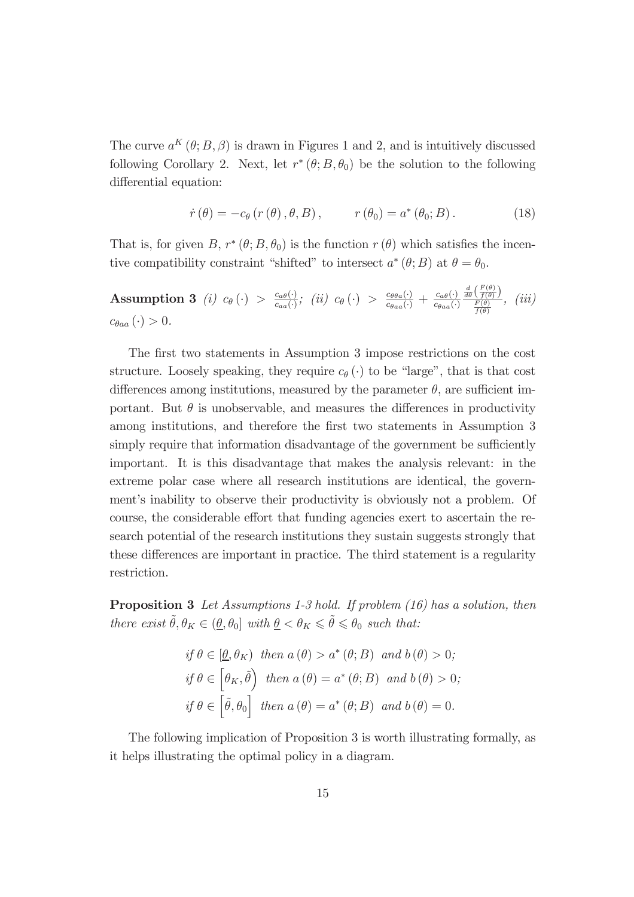The curve $a^K(\theta; B, \beta)$ is drawn in Figures 1 and 2, and is intuitively discussed following Corollary 2. Next, let $r^*(\theta; B, \theta_0)$ be the solution to the following differential equation:

$$\dot{r}(\theta) = -c_\theta(r(\theta), \theta, B), \qquad r(\theta_0) = a^*(\theta_0; B). \tag{18}$$

That is, for given $B$, $r^*(\theta; B, \theta_0)$ is the function $r(\theta)$ which satisfies the incentive compatibility constraint "shifted" to intersect $a^*(\theta; B)$ at $\theta = \theta_0$.

**Assumption 3** *(i)* $c_\theta(\cdot) > \frac{c_{a\theta}(\cdot)}{c_{aa}(\cdot)}$*; (ii)* $c_\theta(\cdot) > \frac{c_{\theta\theta a}(\cdot)}{c_{\theta aa}(\cdot)} + \frac{c_{a\theta}(\cdot)}{c_{\theta aa}(\cdot)} \frac{\frac{d}{d\theta}\left(\frac{F(\theta)}{f(\theta)}\right)}{\frac{F(\theta)}{f(\theta)}}$*, (iii)* $c_{\theta aa}(\cdot) > 0$.

The first two statements in Assumption 3 impose restrictions on the cost structure. Loosely speaking, they require $c_\theta(\cdot)$ to be "large", that is that cost differences among institutions, measured by the parameter $\theta$, are sufficient important. But $\theta$ is unobservable, and measures the differences in productivity among institutions, and therefore the first two statements in Assumption 3 simply require that information disadvantage of the government be sufficiently important. It is this disadvantage that makes the analysis relevant: in the extreme polar case where all research institutions are identical, the government's inability to observe their productivity is obviously not a problem. Of course, the considerable effort that funding agencies exert to ascertain the research potential of the research institutions they sustain suggests strongly that these differences are important in practice. The third statement is a regularity restriction.

**Proposition 3** *Let Assumptions 1-3 hold. If problem (16) has a solution, then there exist* $\tilde{\theta}, \theta_K \in (\underline{\theta}, \theta_0]$ *with* $\underline{\theta} < \theta_K \leqslant \tilde{\theta} \leqslant \theta_0$ *such that:*

$$\begin{aligned}
&\text{if } \theta \in [\underline{\theta}, \theta_K) \text{ then } a(\theta) > a^*(\theta; B) \text{ and } b(\theta) > 0; \\
&\text{if } \theta \in \left[\theta_K, \tilde{\theta}\right) \text{ then } a(\theta) = a^*(\theta; B) \text{ and } b(\theta) > 0; \\
&\text{if } \theta \in \left[\tilde{\theta}, \theta_0\right] \text{ then } a(\theta) = a^*(\theta; B) \text{ and } b(\theta) = 0.
\end{aligned}$$

The following implication of Proposition 3 is worth illustrating formally, as it helps illustrating the optimal policy in a diagram.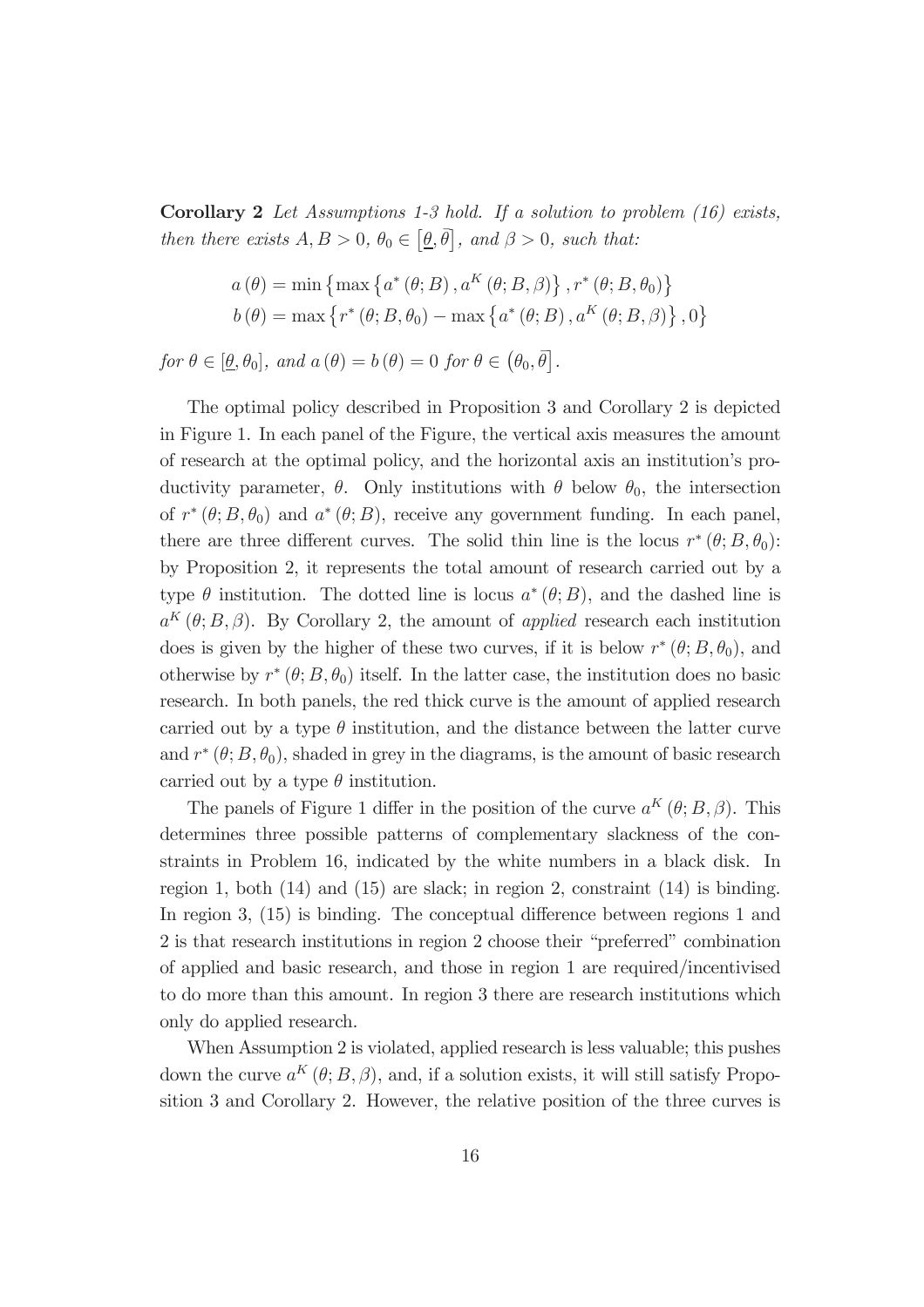**Corollary 2** *Let Assumptions 1-3 hold. If a solution to problem (16) exists, then there exists $A, B > 0$, $\theta_0 \in [\underline{\theta}, \bar{\theta}]$, and $\beta > 0$, such that:*

$$a(\theta) = \min\left\{\max\left\{a^*(\theta; B), a^K(\theta; B, \beta)\right\}, r^*(\theta; B, \theta_0)\right\}$$
$$b(\theta) = \max\left\{r^*(\theta; B, \theta_0) - \max\left\{a^*(\theta; B), a^K(\theta; B, \beta)\right\}, 0\right\}$$

*for $\theta \in [\underline{\theta}, \theta_0]$, and $a(\theta) = b(\theta) = 0$ for $\theta \in (\theta_0, \bar{\theta}]$.*

The optimal policy described in Proposition 3 and Corollary 2 is depicted in Figure 1. In each panel of the Figure, the vertical axis measures the amount of research at the optimal policy, and the horizontal axis an institution's productivity parameter, $\theta$. Only institutions with $\theta$ below $\theta_0$, the intersection of $r^*(\theta; B, \theta_0)$ and $a^*(\theta; B)$, receive any government funding. In each panel, there are three different curves. The solid thin line is the locus $r^*(\theta; B, \theta_0)$: by Proposition 2, it represents the total amount of research carried out by a type $\theta$ institution. The dotted line is locus $a^*(\theta; B)$, and the dashed line is $a^K(\theta; B, \beta)$. By Corollary 2, the amount of *applied* research each institution does is given by the higher of these two curves, if it is below $r^*(\theta; B, \theta_0)$, and otherwise by $r^*(\theta; B, \theta_0)$ itself. In the latter case, the institution does no basic research. In both panels, the red thick curve is the amount of applied research carried out by a type $\theta$ institution, and the distance between the latter curve and $r^*(\theta; B, \theta_0)$, shaded in grey in the diagrams, is the amount of basic research carried out by a type $\theta$ institution.

The panels of Figure 1 differ in the position of the curve $a^K(\theta; B, \beta)$. This determines three possible patterns of complementary slackness of the constraints in Problem 16, indicated by the white numbers in a black disk. In region 1, both (14) and (15) are slack; in region 2, constraint (14) is binding. In region 3, (15) is binding. The conceptual difference between regions 1 and 2 is that research institutions in region 2 choose their "preferred" combination of applied and basic research, and those in region 1 are required/incentivised to do more than this amount. In region 3 there are research institutions which only do applied research.

When Assumption 2 is violated, applied research is less valuable; this pushes down the curve $a^K(\theta; B, \beta)$, and, if a solution exists, it will still satisfy Proposition 3 and Corollary 2. However, the relative position of the three curves is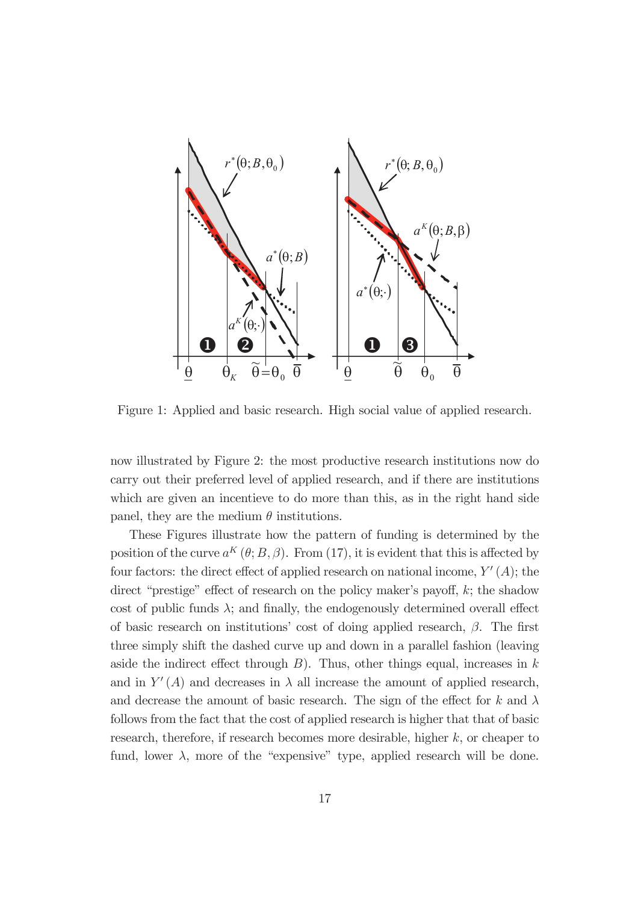Figure 1: Applied and basic research. High social value of applied research.

now illustrated by Figure 2: the most productive research institutions now do carry out their preferred level of applied research, and if there are institutions which are given an incentieve to do more than this, as in the right hand side panel, they are the medium $\theta$ institutions.

These Figures illustrate how the pattern of funding is determined by the position of the curve $a^K(\theta; B, \beta)$. From (17), it is evident that this is affected by four factors: the direct effect of applied research on national income, $Y'(A)$; the direct "prestige" effect of research on the policy maker's payoff, $k$; the shadow cost of public funds $\lambda$; and finally, the endogenously determined overall effect of basic research on institutions' cost of doing applied research, $\beta$. The first three simply shift the dashed curve up and down in a parallel fashion (leaving aside the indirect effect through $B$). Thus, other things equal, increases in $k$ and in $Y'(A)$ and decreases in $\lambda$ all increase the amount of applied research, and decrease the amount of basic research. The sign of the effect for $k$ and $\lambda$ follows from the fact that the cost of applied research is higher that that of basic research, therefore, if research becomes more desirable, higher $k$, or cheaper to fund, lower $\lambda$, more of the "expensive" type, applied research will be done.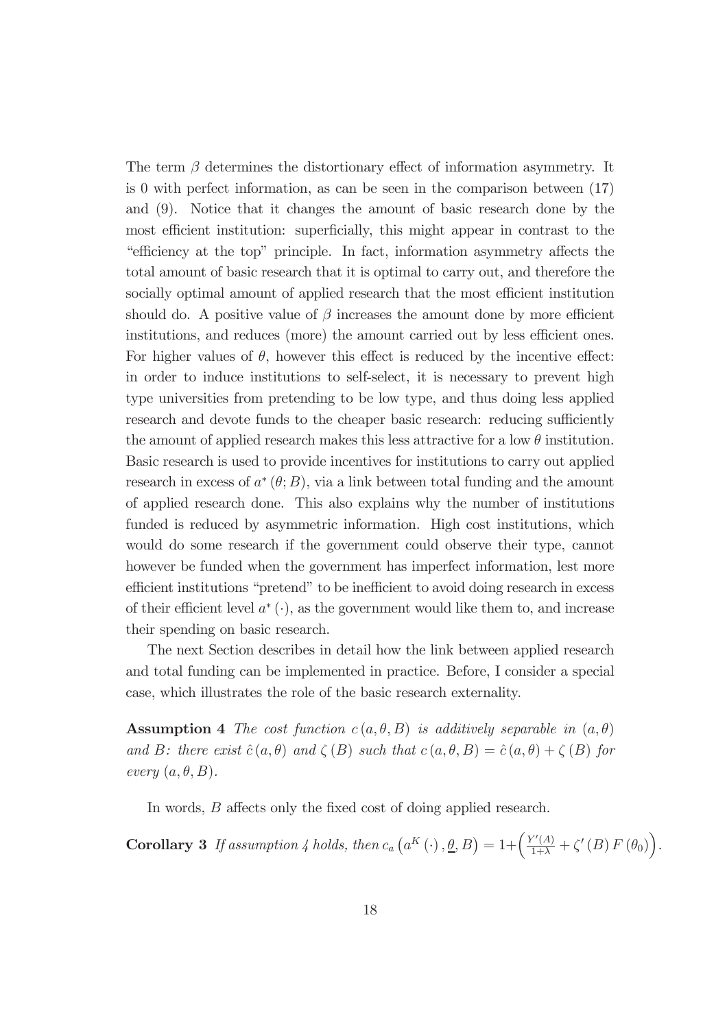The term $\beta$ determines the distortionary effect of information asymmetry. It is 0 with perfect information, as can be seen in the comparison between (17) and (9). Notice that it changes the amount of basic research done by the most efficient institution: superficially, this might appear in contrast to the "efficiency at the top" principle. In fact, information asymmetry affects the total amount of basic research that it is optimal to carry out, and therefore the socially optimal amount of applied research that the most efficient institution should do. A positive value of $\beta$ increases the amount done by more efficient institutions, and reduces (more) the amount carried out by less efficient ones. For higher values of $\theta$, however this effect is reduced by the incentive effect: in order to induce institutions to self-select, it is necessary to prevent high type universities from pretending to be low type, and thus doing less applied research and devote funds to the cheaper basic research: reducing sufficiently the amount of applied research makes this less attractive for a low $\theta$ institution. Basic research is used to provide incentives for institutions to carry out applied research in excess of $a^*(\theta; B)$, via a link between total funding and the amount of applied research done. This also explains why the number of institutions funded is reduced by asymmetric information. High cost institutions, which would do some research if the government could observe their type, cannot however be funded when the government has imperfect information, lest more efficient institutions "pretend" to be inefficient to avoid doing research in excess of their efficient level $a^*(\cdot)$, as the government would like them to, and increase their spending on basic research.

The next Section describes in detail how the link between applied research and total funding can be implemented in practice. Before, I consider a special case, which illustrates the role of the basic research externality.

**Assumption 4** *The cost function $c(a, \theta, B)$ is additively separable in $(a, \theta)$ and $B$: there exist $\hat{c}(a, \theta)$ and $\zeta(B)$ such that $c(a, \theta, B) = \hat{c}(a, \theta) + \zeta(B)$ for every $(a, \theta, B)$.*

In words, $B$ affects only the fixed cost of doing applied research.

**Corollary 3** *If assumption 4 holds, then $c_a\left(a^K(\cdot), \underline{\theta}, B\right) = 1 + \left(\frac{Y'(A)}{1+\lambda} + \zeta'(B) F(\theta_0)\right)$.*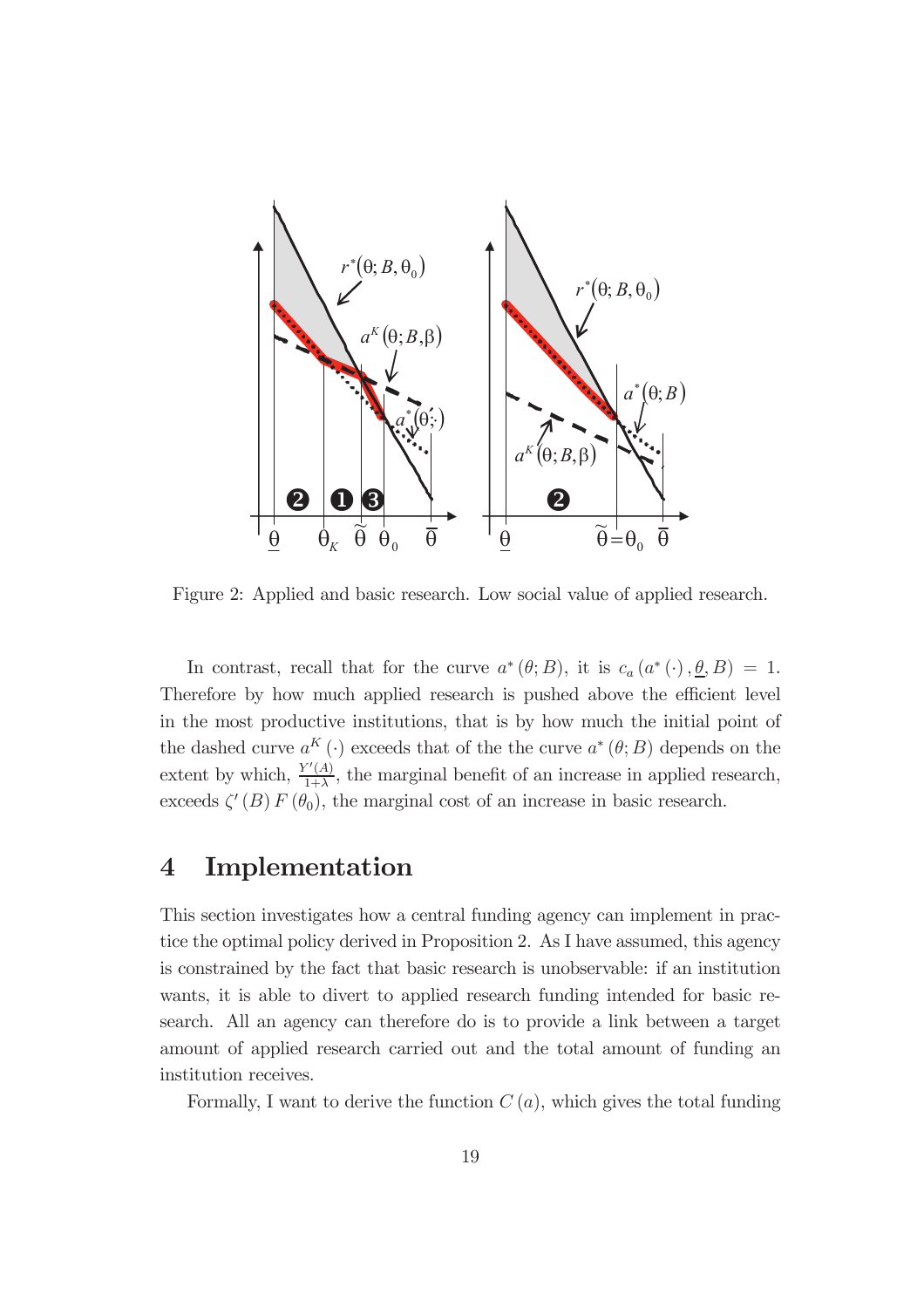Figure 2: Applied and basic research. Low social value of applied research.

In contrast, recall that for the curve $a^*(\theta; B)$, it is $c_a(a^*(\cdot), \underline{\theta}, B) = 1$. Therefore by how much applied research is pushed above the efficient level in the most productive institutions, that is by how much the initial point of the dashed curve $a^K(\cdot)$ exceeds that of the the curve $a^*(\theta; B)$ depends on the extent by which, $\frac{Y'(A)}{1+\lambda}$, the marginal benefit of an increase in applied research, exceeds $\zeta'(B) F(\theta_0)$, the marginal cost of an increase in basic research.

# 4 Implementation

This section investigates how a central funding agency can implement in practice the optimal policy derived in Proposition 2. As I have assumed, this agency is constrained by the fact that basic research is unobservable: if an institution wants, it is able to divert to applied research funding intended for basic research. All an agency can therefore do is to provide a link between a target amount of applied research carried out and the total amount of funding an institution receives.

Formally, I want to derive the function $C(a)$, which gives the total funding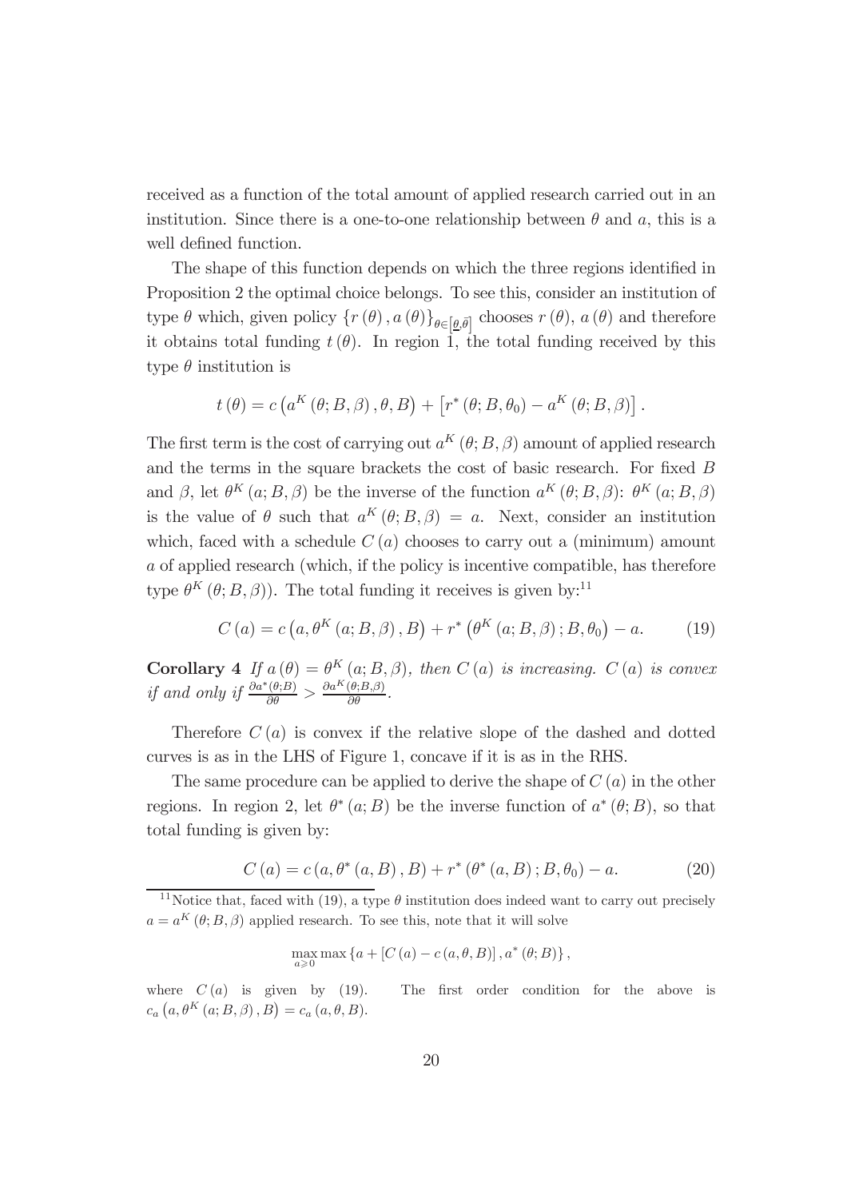received as a function of the total amount of applied research carried out in an institution. Since there is a one-to-one relationship between $\theta$ and $a$, this is a well defined function.

The shape of this function depends on which the three regions identified in Proposition 2 the optimal choice belongs. To see this, consider an institution of type $\theta$ which, given policy $\{r(\theta), a(\theta)\}_{\theta \in [\underline{\theta}, \bar{\theta}]}$ chooses $r(\theta)$, $a(\theta)$ and therefore it obtains total funding $t(\theta)$. In region 1, the total funding received by this type $\theta$ institution is

$$t(\theta) = c\left(a^K(\theta; B, \beta), \theta, B\right) + \left[r^*(\theta; B, \theta_0) - a^K(\theta; B, \beta)\right].$$

The first term is the cost of carrying out $a^K(\theta; B, \beta)$ amount of applied research and the terms in the square brackets the cost of basic research. For fixed $B$ and $\beta$, let $\theta^K(a; B, \beta)$ be the inverse of the function $a^K(\theta; B, \beta)$: $\theta^K(a; B, \beta)$ is the value of $\theta$ such that $a^K(\theta; B, \beta) = a$. Next, consider an institution which, faced with a schedule $C(a)$ chooses to carry out a (minimum) amount $a$ of applied research (which, if the policy is incentive compatible, has therefore type $\theta^K(\theta; B, \beta)$). The total funding it receives is given by:[11]

$$C(a) = c\left(a, \theta^K(a; B, \beta), B\right) + r^*\left(\theta^K(a; B, \beta); B, \theta_0\right) - a. \tag{19}$$

**Corollary 4** *If $a(\theta) = \theta^K(a; B, \beta)$, then $C(a)$ is increasing. $C(a)$ is convex if and only if $\frac{\partial a^*(\theta; B)}{\partial \theta} > \frac{\partial a^K(\theta; B, \beta)}{\partial \theta}$.*

Therefore $C(a)$ is convex if the relative slope of the dashed and dotted curves is as in the LHS of Figure 1, concave if it is as in the RHS.

The same procedure can be applied to derive the shape of $C(a)$ in the other regions. In region 2, let $\theta^*(a; B)$ be the inverse function of $a^*(\theta; B)$, so that total funding is given by:

$$C(a) = c(a, \theta^*(a, B), B) + r^*(\theta^*(a, B); B, \theta_0) - a. \tag{20}$$

[11] Notice that, faced with (19), a type $\theta$ institution does indeed want to carry out precisely $a = a^K(\theta; B, \beta)$ applied research. To see this, note that it will solve

$$\max_{a \geqslant 0} \max \{a + [C(a) - c(a, \theta, B)], a^*(\theta; B)\},$$

where $C(a)$ is given by (19). The first order condition for the above is $c_a\left(a, \theta^K(a; B, \beta), B\right) = c_a(a, \theta, B)$.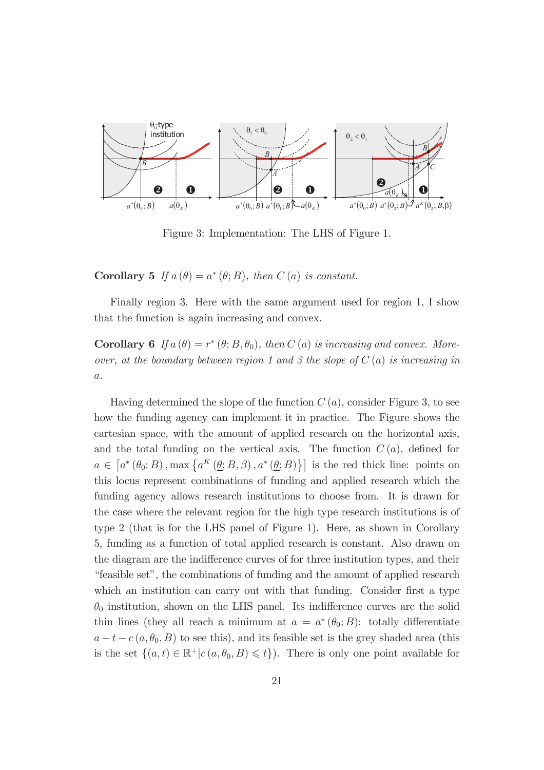Figure 3: Implementation: The LHS of Figure 1.

**Corollary 5** *If $a(\theta) = a^*(\theta; B)$, then $C(a)$ is constant.*

Finally region 3. Here with the same argument used for region 1, I show that the function is again increasing and convex.

**Corollary 6** *If $a(\theta) = r^*(\theta; B, \theta_0)$, then $C(a)$ is increasing and convex. Moreover, at the boundary between region 1 and 3 the slope of $C(a)$ is increasing in $a$.*

Having determined the slope of the function $C(a)$, consider Figure 3, to see how the funding agency can implement it in practice. The Figure shows the cartesian space, with the amount of applied research on the horizontal axis, and the total funding on the vertical axis. The function $C(a)$, defined for $a \in \left[a^*(\theta_0; B), \max\left\{a^K(\underline{\theta}; B, \beta), a^*(\underline{\theta}; B)\right\}\right]$ is the red thick line: points on this locus represent combinations of funding and applied research which the funding agency allows research institutions to choose from. It is drawn for the case where the relevant region for the high type research institutions is of type 2 (that is for the LHS panel of Figure 1). Here, as shown in Corollary 5, funding as a function of total applied research is constant. Also drawn on the diagram are the indifference curves of for three institution types, and their "feasible set", the combinations of funding and the amount of applied research which an institution can carry out with that funding. Consider first a type $\theta_0$ institution, shown on the LHS panel. Its indifference curves are the solid thin lines (they all reach a minimum at $a = a^*(\theta_0; B)$: totally differentiate $a + t - c(a, \theta_0, B)$ to see this), and its feasible set is the grey shaded area (this is the set $\{(a,t) \in \mathbb{R}^+ | c(a, \theta_0, B) \leqslant t\}$). There is only one point available for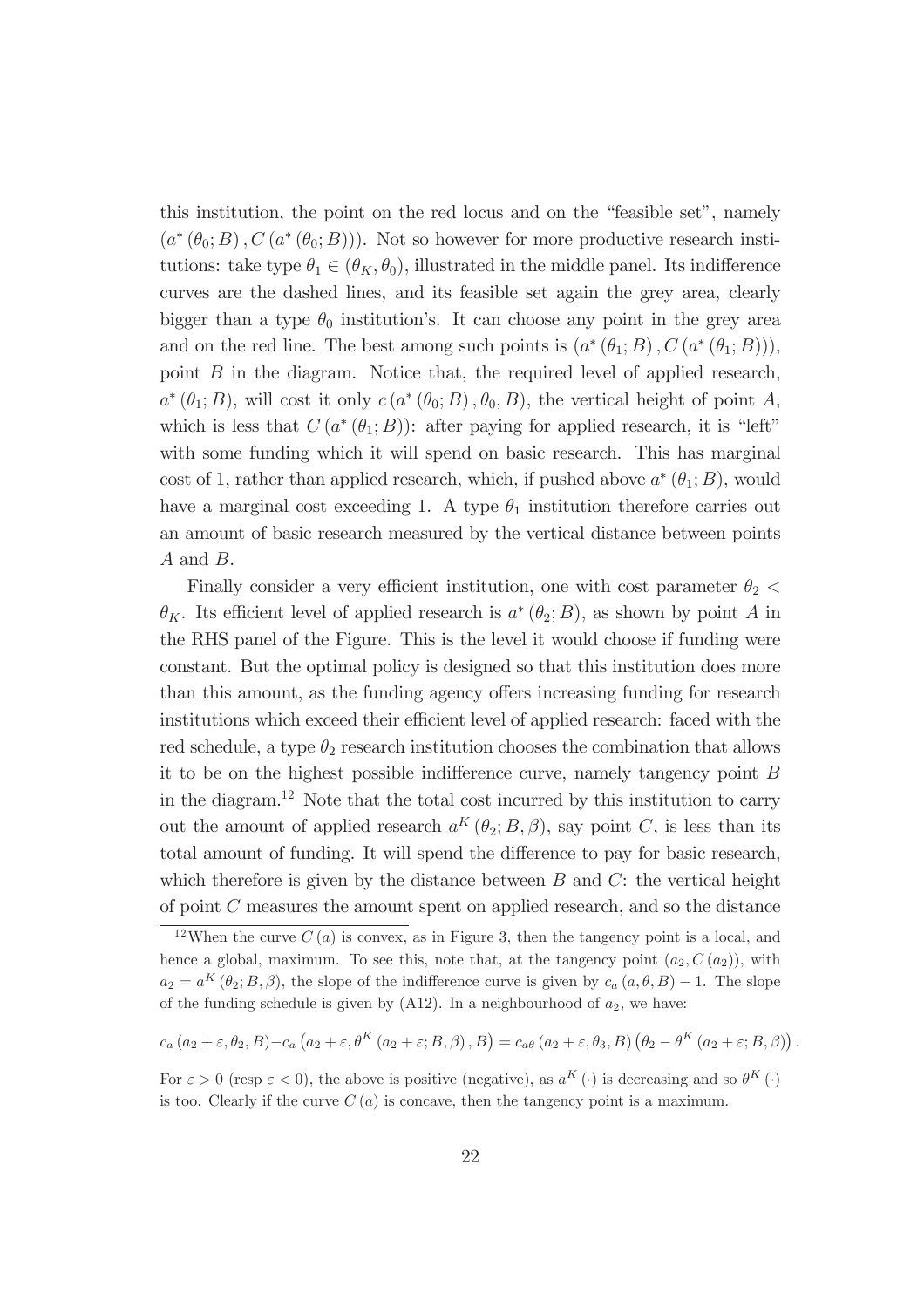this institution, the point on the red locus and on the "feasible set", namely $(a^*(\theta_0; B), C(a^*(\theta_0; B)))$. Not so however for more productive research institutions: take type $\theta_1 \in (\theta_K, \theta_0)$, illustrated in the middle panel. Its indifference curves are the dashed lines, and its feasible set again the grey area, clearly bigger than a type $\theta_0$ institution's. It can choose any point in the grey area and on the red line. The best among such points is $(a^*(\theta_1; B), C(a^*(\theta_1; B)))$, point $B$ in the diagram. Notice that, the required level of applied research, $a^*(\theta_1; B)$, will cost it only $c(a^*(\theta_0; B), \theta_0, B)$, the vertical height of point $A$, which is less that $C(a^*(\theta_1; B))$: after paying for applied research, it is "left" with some funding which it will spend on basic research. This has marginal cost of 1, rather than applied research, which, if pushed above $a^*(\theta_1; B)$, would have a marginal cost exceeding 1. A type $\theta_1$ institution therefore carries out an amount of basic research measured by the vertical distance between points $A$ and $B$.

Finally consider a very efficient institution, one with cost parameter $\theta_2 < \theta_K$. Its efficient level of applied research is $a^*(\theta_2; B)$, as shown by point $A$ in the RHS panel of the Figure. This is the level it would choose if funding were constant. But the optimal policy is designed so that this institution does more than this amount, as the funding agency offers increasing funding for research institutions which exceed their efficient level of applied research: faced with the red schedule, a type $\theta_2$ research institution chooses the combination that allows it to be on the highest possible indifference curve, namely tangency point $B$ in the diagram.[12] Note that the total cost incurred by this institution to carry out the amount of applied research $a^K(\theta_2; B, \beta)$, say point $C$, is less than its total amount of funding. It will spend the difference to pay for basic research, which therefore is given by the distance between $B$ and $C$: the vertical height of point $C$ measures the amount spent on applied research, and so the distance

---

[12] When the curve $C(a)$ is convex, as in Figure 3, then the tangency point is a local, and hence a global, maximum. To see this, note that, at the tangency point $(a_2, C(a_2))$, with $a_2 = a^K(\theta_2; B, \beta)$, the slope of the indifference curve is given by $c_a(a, \theta, B) - 1$. The slope of the funding schedule is given by (A12). In a neighbourhood of $a_2$, we have:

$$c_a(a_2 + \varepsilon, \theta_2, B) - c_a\left(a_2 + \varepsilon, \theta^K(a_2 + \varepsilon; B, \beta), B\right) = c_{a\theta}(a_2 + \varepsilon, \theta_3, B)\left(\theta_2 - \theta^K(a_2 + \varepsilon; B, \beta)\right).$$

For $\varepsilon > 0$ (resp $\varepsilon < 0$), the above is positive (negative), as $a^K(\cdot)$ is decreasing and so $\theta^K(\cdot)$ is too. Clearly if the curve $C(a)$ is concave, then the tangency point is a maximum.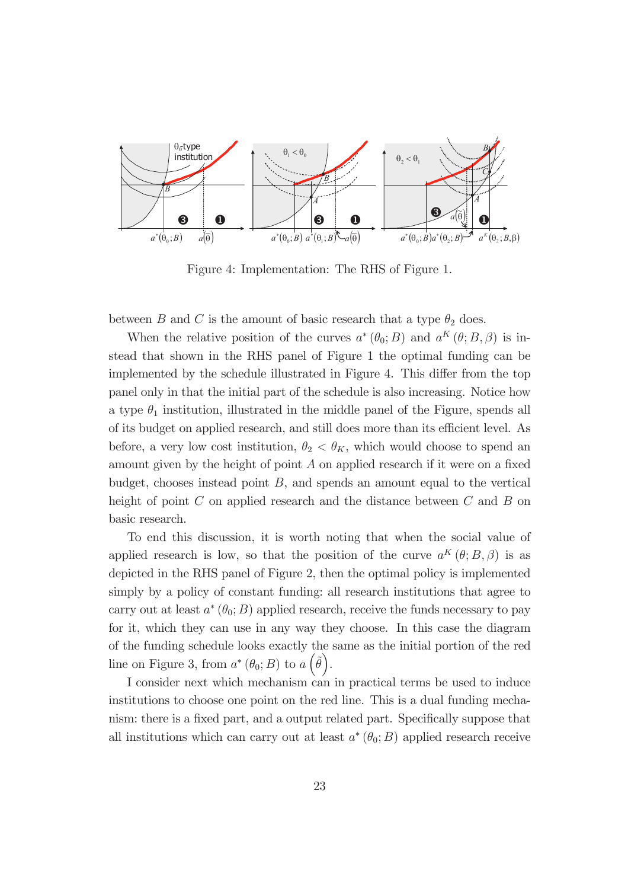Figure 4: Implementation: The RHS of Figure 1.

between $B$ and $C$ is the amount of basic research that a type $\theta_2$ does.

When the relative position of the curves $a^*(\theta_0; B)$ and $a^K(\theta; B, \beta)$ is instead that shown in the RHS panel of Figure 1 the optimal funding can be implemented by the schedule illustrated in Figure 4. This differ from the top panel only in that the initial part of the schedule is also increasing. Notice how a type $\theta_1$ institution, illustrated in the middle panel of the Figure, spends all of its budget on applied research, and still does more than its efficient level. As before, a very low cost institution, $\theta_2 < \theta_K$, which would choose to spend an amount given by the height of point $A$ on applied research if it were on a fixed budget, chooses instead point $B$, and spends an amount equal to the vertical height of point $C$ on applied research and the distance between $C$ and $B$ on basic research.

To end this discussion, it is worth noting that when the social value of applied research is low, so that the position of the curve $a^K(\theta; B, \beta)$ is as depicted in the RHS panel of Figure 2, then the optimal policy is implemented simply by a policy of constant funding: all research institutions that agree to carry out at least $a^*(\theta_0; B)$ applied research, receive the funds necessary to pay for it, which they can use in any way they choose. In this case the diagram of the funding schedule looks exactly the same as the initial portion of the red line on Figure 3, from $a^*(\theta_0; B)$ to $a\left(\tilde{\theta}\right)$.

I consider next which mechanism can in practical terms be used to induce institutions to choose one point on the red line. This is a dual funding mechanism: there is a fixed part, and a output related part. Specifically suppose that all institutions which can carry out at least $a^*(\theta_0; B)$ applied research receive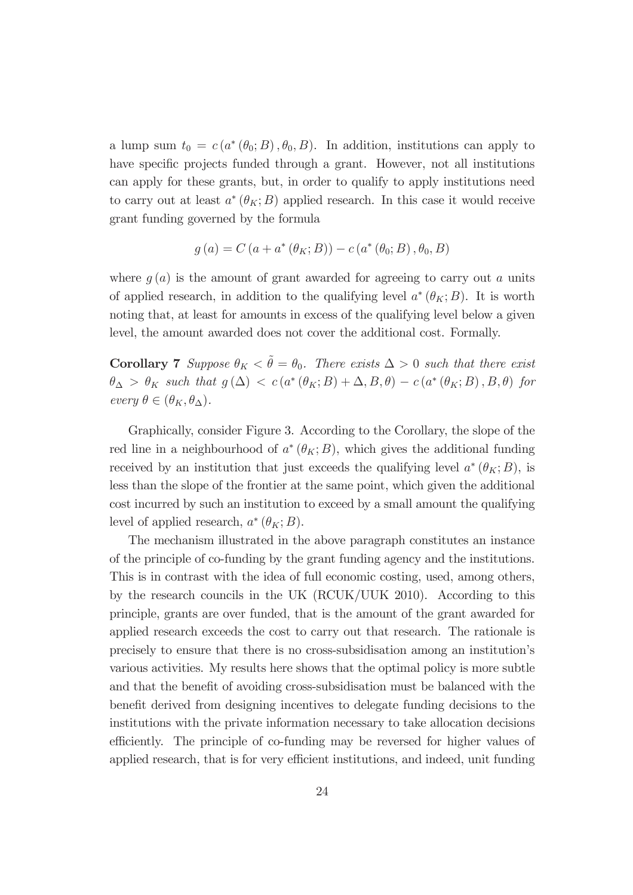a lump sum $t_0 = c(a^*(\theta_0; B), \theta_0, B)$. In addition, institutions can apply to have specific projects funded through a grant. However, not all institutions can apply for these grants, but, in order to qualify to apply institutions need to carry out at least $a^*(\theta_K; B)$ applied research. In this case it would receive grant funding governed by the formula

$$g(a) = C(a + a^*(\theta_K; B)) - c(a^*(\theta_0; B), \theta_0, B)$$

where $g(a)$ is the amount of grant awarded for agreeing to carry out $a$ units of applied research, in addition to the qualifying level $a^*(\theta_K; B)$. It is worth noting that, at least for amounts in excess of the qualifying level below a given level, the amount awarded does not cover the additional cost. Formally.

**Corollary 7** *Suppose $\theta_K < \tilde{\theta} = \theta_0$. There exists $\Delta > 0$ such that there exist $\theta_\Delta > \theta_K$ such that $g(\Delta) < c(a^*(\theta_K; B) + \Delta, B, \theta) - c(a^*(\theta_K; B), B, \theta)$ for every $\theta \in (\theta_K, \theta_\Delta)$.*

Graphically, consider Figure 3. According to the Corollary, the slope of the red line in a neighbourhood of $a^*(\theta_K; B)$, which gives the additional funding received by an institution that just exceeds the qualifying level $a^*(\theta_K; B)$, is less than the slope of the frontier at the same point, which given the additional cost incurred by such an institution to exceed by a small amount the qualifying level of applied research, $a^*(\theta_K; B)$.

The mechanism illustrated in the above paragraph constitutes an instance of the principle of co-funding by the grant funding agency and the institutions. This is in contrast with the idea of full economic costing, used, among others, by the research councils in the UK (RCUK/UUK 2010). According to this principle, grants are over funded, that is the amount of the grant awarded for applied research exceeds the cost to carry out that research. The rationale is precisely to ensure that there is no cross-subsidisation among an institution's various activities. My results here shows that the optimal policy is more subtle and that the benefit of avoiding cross-subsidisation must be balanced with the benefit derived from designing incentives to delegate funding decisions to the institutions with the private information necessary to take allocation decisions efficiently. The principle of co-funding may be reversed for higher values of applied research, that is for very efficient institutions, and indeed, unit funding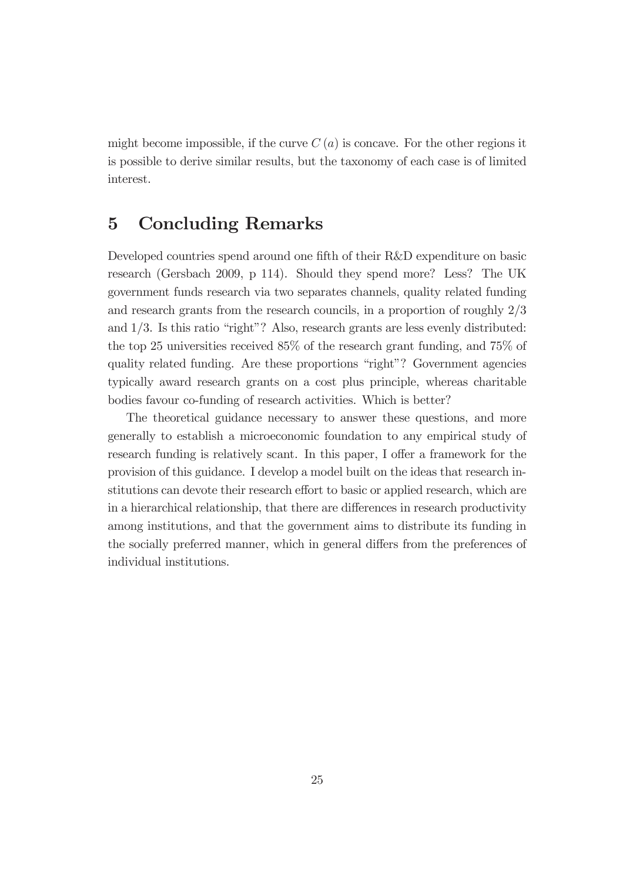might become impossible, if the curve $C(a)$ is concave. For the other regions it is possible to derive similar results, but the taxonomy of each case is of limited interest.

# 5 Concluding Remarks

Developed countries spend around one fifth of their R&D expenditure on basic research (Gersbach 2009, p 114). Should they spend more? Less? The UK government funds research via two separates channels, quality related funding and research grants from the research councils, in a proportion of roughly 2/3 and 1/3. Is this ratio "right"? Also, research grants are less evenly distributed: the top 25 universities received 85% of the research grant funding, and 75% of quality related funding. Are these proportions "right"? Government agencies typically award research grants on a cost plus principle, whereas charitable bodies favour co-funding of research activities. Which is better?

The theoretical guidance necessary to answer these questions, and more generally to establish a microeconomic foundation to any empirical study of research funding is relatively scant. In this paper, I offer a framework for the provision of this guidance. I develop a model built on the ideas that research institutions can devote their research effort to basic or applied research, which are in a hierarchical relationship, that there are differences in research productivity among institutions, and that the government aims to distribute its funding in the socially preferred manner, which in general differs from the preferences of individual institutions.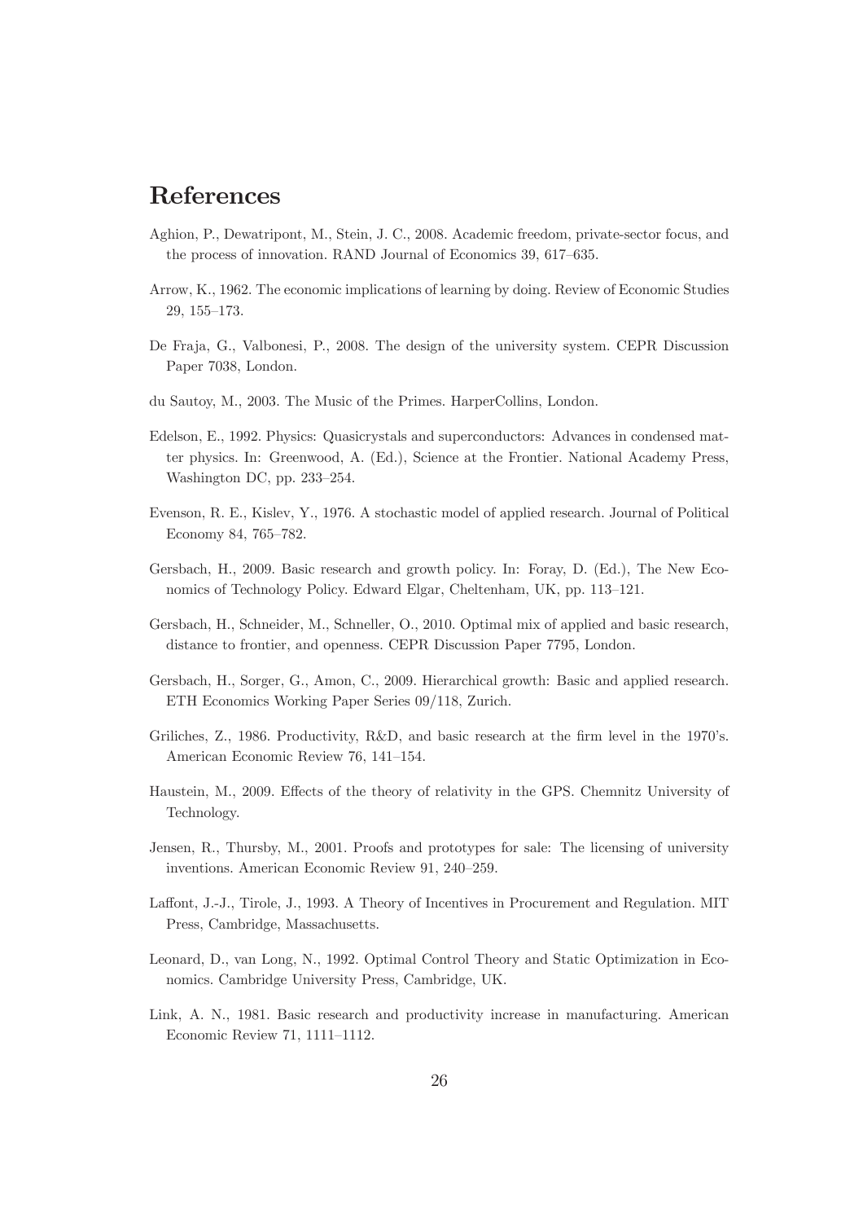# References

Aghion, P., Dewatripont, M., Stein, J. C., 2008. Academic freedom, private-sector focus, and the process of innovation. RAND Journal of Economics 39, 617–635.

Arrow, K., 1962. The economic implications of learning by doing. Review of Economic Studies 29, 155–173.

De Fraja, G., Valbonesi, P., 2008. The design of the university system. CEPR Discussion Paper 7038, London.

du Sautoy, M., 2003. The Music of the Primes. HarperCollins, London.

Edelson, E., 1992. Physics: Quasicrystals and superconductors: Advances in condensed matter physics. In: Greenwood, A. (Ed.), Science at the Frontier. National Academy Press, Washington DC, pp. 233–254.

Evenson, R. E., Kislev, Y., 1976. A stochastic model of applied research. Journal of Political Economy 84, 765–782.

Gersbach, H., 2009. Basic research and growth policy. In: Foray, D. (Ed.), The New Economics of Technology Policy. Edward Elgar, Cheltenham, UK, pp. 113–121.

Gersbach, H., Schneider, M., Schneller, O., 2010. Optimal mix of applied and basic research, distance to frontier, and openness. CEPR Discussion Paper 7795, London.

Gersbach, H., Sorger, G., Amon, C., 2009. Hierarchical growth: Basic and applied research. ETH Economics Working Paper Series 09/118, Zurich.

Griliches, Z., 1986. Productivity, R&D, and basic research at the firm level in the 1970's. American Economic Review 76, 141–154.

Haustein, M., 2009. Effects of the theory of relativity in the GPS. Chemnitz University of Technology.

Jensen, R., Thursby, M., 2001. Proofs and prototypes for sale: The licensing of university inventions. American Economic Review 91, 240–259.

Laffont, J.-J., Tirole, J., 1993. A Theory of Incentives in Procurement and Regulation. MIT Press, Cambridge, Massachusetts.

Leonard, D., van Long, N., 1992. Optimal Control Theory and Static Optimization in Economics. Cambridge University Press, Cambridge, UK.

Link, A. N., 1981. Basic research and productivity increase in manufacturing. American Economic Review 71, 1111–1112.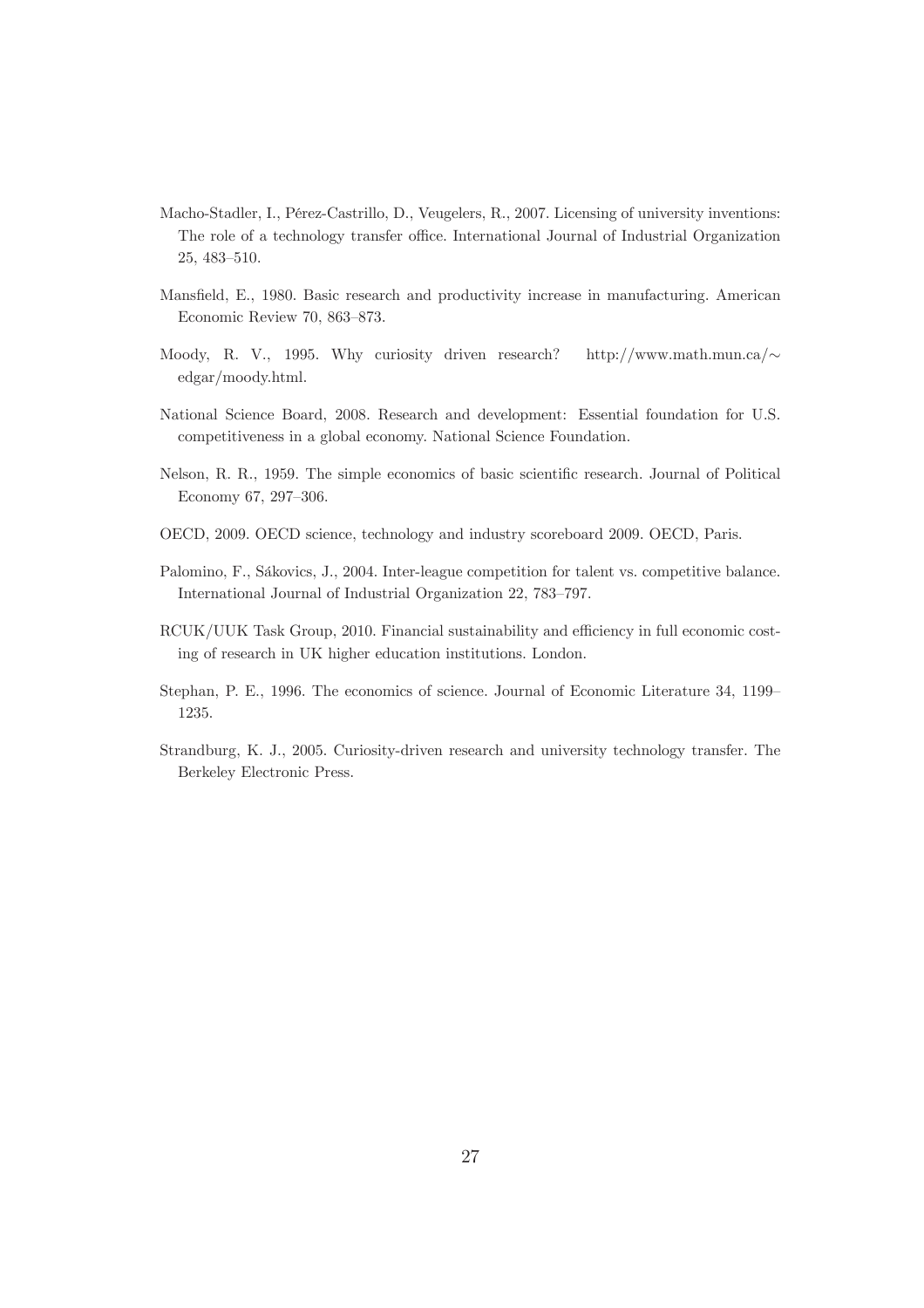Macho-Stadler, I., Pérez-Castrillo, D., Veugelers, R., 2007. Licensing of university inventions: The role of a technology transfer office. International Journal of Industrial Organization 25, 483–510.

Mansfield, E., 1980. Basic research and productivity increase in manufacturing. American Economic Review 70, 863–873.

Moody, R. V., 1995. Why curiosity driven research? http://www.math.mun.ca/∼edgar/moody.html.

National Science Board, 2008. Research and development: Essential foundation for U.S. competitiveness in a global economy. National Science Foundation.

Nelson, R. R., 1959. The simple economics of basic scientific research. Journal of Political Economy 67, 297–306.

OECD, 2009. OECD science, technology and industry scoreboard 2009. OECD, Paris.

Palomino, F., Sákovics, J., 2004. Inter-league competition for talent vs. competitive balance. International Journal of Industrial Organization 22, 783–797.

RCUK/UUK Task Group, 2010. Financial sustainability and efficiency in full economic costing of research in UK higher education institutions. London.

Stephan, P. E., 1996. The economics of science. Journal of Economic Literature 34, 1199–1235.

Strandburg, K. J., 2005. Curiosity-driven research and university technology transfer. The Berkeley Electronic Press.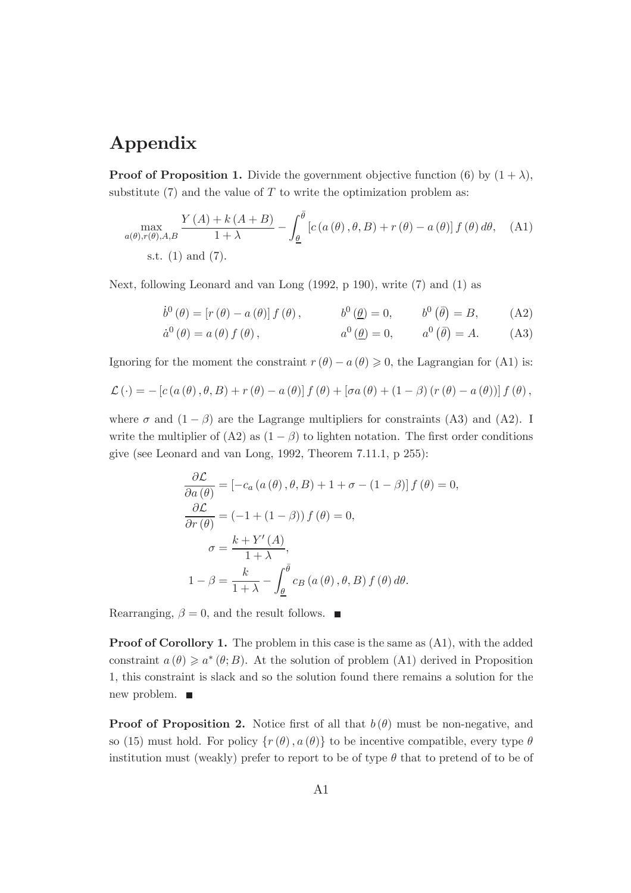# Appendix

**Proof of Proposition 1.** Divide the government objective function (6) by $(1+\lambda)$, substitute (7) and the value of $T$ to write the optimization problem as:

$$\max_{a(\theta),r(\theta),A,B} \frac{Y(A)+k(A+B)}{1+\lambda} - \int_{\underline{\theta}}^{\bar{\theta}} \left[c(a(\theta),\theta,B) + r(\theta) - a(\theta)\right] f(\theta)\, d\theta, \quad \text{(A1)}$$

s.t. (1) and (7).

Next, following Leonard and van Long (1992, p 190), write (7) and (1) as

$$\dot{b}^0(\theta) = [r(\theta) - a(\theta)] f(\theta), \qquad b^0(\underline{\theta}) = 0, \qquad b^0(\bar{\theta}) = B, \quad \text{(A2)}$$

$$\dot{a}^0(\theta) = a(\theta) f(\theta), \qquad a^0(\underline{\theta}) = 0, \qquad a^0(\bar{\theta}) = A. \quad \text{(A3)}$$

Ignoring for the moment the constraint $r(\theta) - a(\theta) \geqslant 0$, the Lagrangian for (A1) is:

$$\mathcal{L}(\cdot) = -\left[c(a(\theta),\theta,B) + r(\theta) - a(\theta)\right] f(\theta) + \left[\sigma a(\theta) + (1-\beta)(r(\theta) - a(\theta))\right] f(\theta),$$

where $\sigma$ and $(1-\beta)$ are the Lagrange multipliers for constraints (A3) and (A2). I write the multiplier of (A2) as $(1-\beta)$ to lighten notation. The first order conditions give (see Leonard and van Long, 1992, Theorem 7.11.1, p 255):

$$\frac{\partial \mathcal{L}}{\partial a(\theta)} = \left[-c_a(a(\theta),\theta,B) + 1 + \sigma - (1-\beta)\right] f(\theta) = 0,$$

$$\frac{\partial \mathcal{L}}{\partial r(\theta)} = (-1 + (1-\beta)) f(\theta) = 0,$$

$$\sigma = \frac{k + Y'(A)}{1+\lambda},$$

$$1 - \beta = \frac{k}{1+\lambda} - \int_{\underline{\theta}}^{\bar{\theta}} c_B(a(\theta),\theta,B) f(\theta)\, d\theta.$$

Rearranging, $\beta = 0$, and the result follows. ■

**Proof of Corollary 1.** The problem in this case is the same as (A1), with the added constraint $a(\theta) \geqslant a^*(\theta; B)$. At the solution of problem (A1) derived in Proposition 1, this constraint is slack and so the solution found there remains a solution for the new problem. ■

**Proof of Proposition 2.** Notice first of all that $b(\theta)$ must be non-negative, and so (15) must hold. For policy $\{r(\theta), a(\theta)\}$ to be incentive compatible, every type $\theta$ institution must (weakly) prefer to report to be of type $\theta$ that to pretend of to be of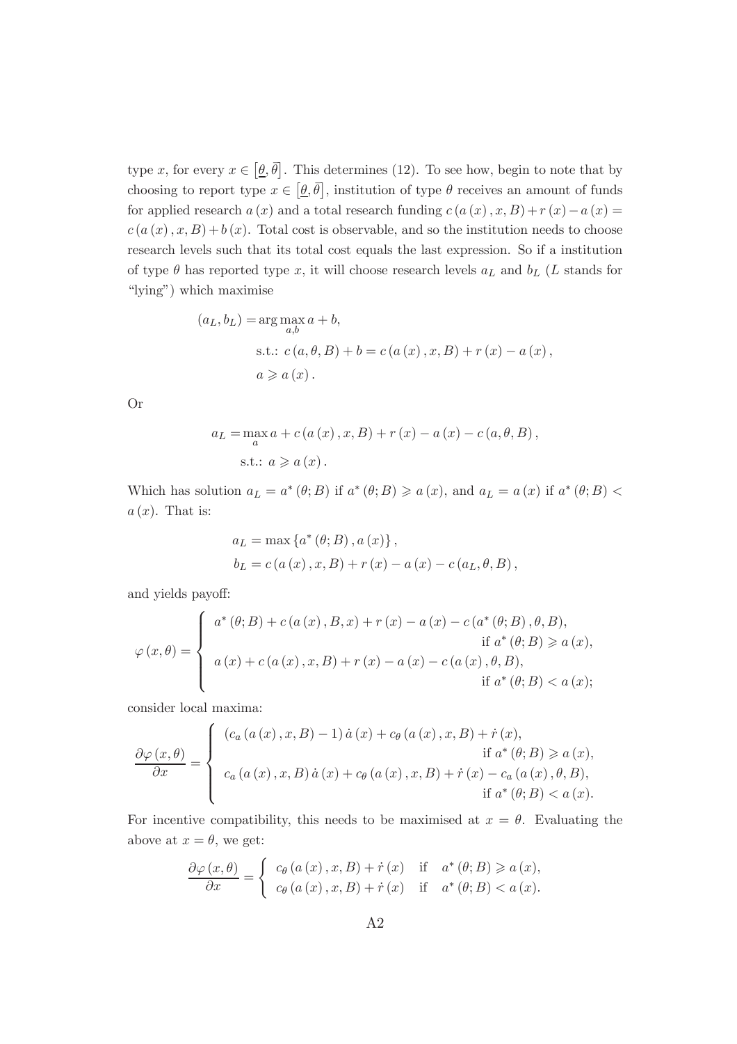type $x$, for every $x \in [\underline{\theta}, \bar{\theta}]$. This determines (12). To see how, begin to note that by choosing to report type $x \in [\underline{\theta}, \bar{\theta}]$, institution of type $\theta$ receives an amount of funds for applied research $a(x)$ and a total research funding $c(a(x), x, B) + r(x) - a(x) = c(a(x), x, B) + b(x)$. Total cost is observable, and so the institution needs to choose research levels such that its total cost equals the last expression. So if a institution of type $\theta$ has reported type $x$, it will choose research levels $a_L$ and $b_L$ ($L$ stands for "lying") which maximise

$$
\begin{aligned}
(a_L, b_L) &= \arg\max_{a,b} a + b, \\
&\quad \text{s.t.: } c(a, \theta, B) + b = c(a(x), x, B) + r(x) - a(x), \\
&\quad a \geqslant a(x).
\end{aligned}
$$

Or

$$
\begin{aligned}
a_L &= \max_a a + c(a(x), x, B) + r(x) - a(x) - c(a, \theta, B), \\
&\quad \text{s.t.: } a \geqslant a(x).
\end{aligned}
$$

Which has solution $a_L = a^*(\theta; B)$ if $a^*(\theta; B) \geqslant a(x)$, and $a_L = a(x)$ if $a^*(\theta; B) < a(x)$. That is:

$$
\begin{aligned}
a_L &= \max\{a^*(\theta; B), a(x)\}, \\
b_L &= c(a(x), x, B) + r(x) - a(x) - c(a_L, \theta, B),
\end{aligned}
$$

and yields payoff:

$$
\varphi(x, \theta) = \begin{cases}
a^*(\theta; B) + c(a(x), B, x) + r(x) - a(x) - c(a^*(\theta; B), \theta, B), \\
\qquad\qquad\qquad\qquad\qquad\qquad \text{if } a^*(\theta; B) \geqslant a(x), \\
a(x) + c(a(x), x, B) + r(x) - a(x) - c(a(x), \theta, B), \\
\qquad\qquad\qquad\qquad\qquad\qquad \text{if } a^*(\theta; B) < a(x);
\end{cases}
$$

consider local maxima:

$$
\frac{\partial \varphi(x, \theta)}{\partial x} = \begin{cases}
(c_a(a(x), x, B) - 1)\,\dot{a}(x) + c_\theta(a(x), x, B) + \dot{r}(x), \\
\qquad\qquad\qquad\qquad\qquad\qquad \text{if } a^*(\theta; B) \geqslant a(x), \\
c_a(a(x), x, B)\,\dot{a}(x) + c_\theta(a(x), x, B) + \dot{r}(x) - c_a(a(x), \theta, B), \\
\qquad\qquad\qquad\qquad\qquad\qquad \text{if } a^*(\theta; B) < a(x).
\end{cases}
$$

For incentive compatibility, this needs to be maximised at $x = \theta$. Evaluating the above at $x = \theta$, we get:

$$
\frac{\partial \varphi(x, \theta)}{\partial x} = \begin{cases}
c_\theta(a(x), x, B) + \dot{r}(x) & \text{if } \quad a^*(\theta; B) \geqslant a(x), \\
c_\theta(a(x), x, B) + \dot{r}(x) & \text{if } \quad a^*(\theta; B) < a(x).
\end{cases}
$$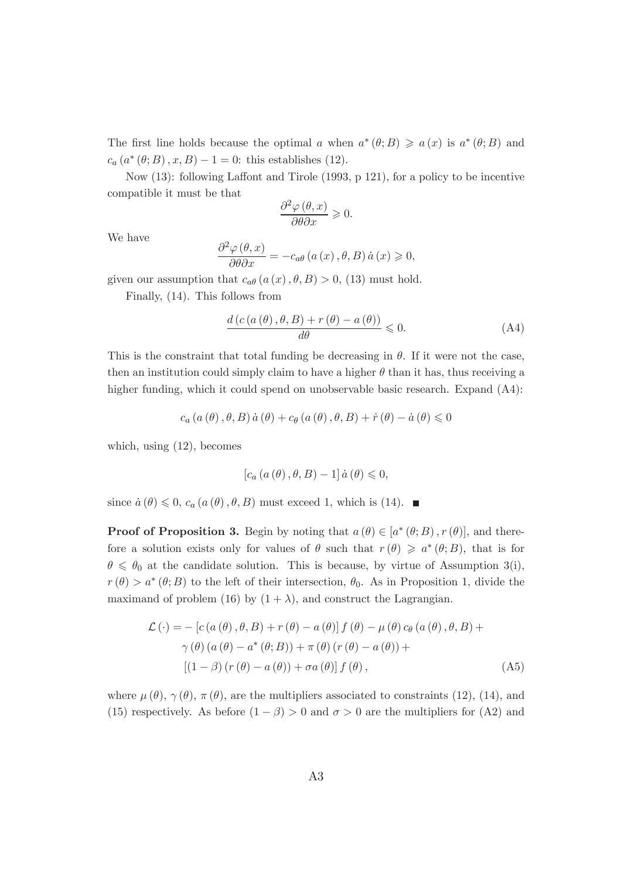The first line holds because the optimal $a$ when $a^*(\theta; B) \geqslant a(x)$ is $a^*(\theta; B)$ and $c_a(a^*(\theta; B), x, B) - 1 = 0$: this establishes (12).

Now (13): following Laffont and Tirole (1993, p 121), for a policy to be incentive compatible it must be that

$$\frac{\partial^2 \varphi(\theta, x)}{\partial \theta \partial x} \geqslant 0.$$

We have

$$\frac{\partial^2 \varphi(\theta, x)}{\partial \theta \partial x} = -c_{a\theta}(a(x), \theta, B)\, \dot{a}(x) \geqslant 0,$$

given our assumption that $c_{a\theta}(a(x), \theta, B) > 0$, (13) must hold.

Finally, (14). This follows from

$$\frac{d\left(c(a(\theta), \theta, B) + r(\theta) - a(\theta)\right)}{d\theta} \leqslant 0. \tag{A4}$$

This is the constraint that total funding be decreasing in $\theta$. If it were not the case, then an institution could simply claim to have a higher $\theta$ than it has, thus receiving a higher funding, which it could spend on unobservable basic research. Expand (A4):

$$c_a(a(\theta), \theta, B)\, \dot{a}(\theta) + c_\theta(a(\theta), \theta, B) + \dot{r}(\theta) - \dot{a}(\theta) \leqslant 0$$

which, using (12), becomes

$$[c_a(a(\theta), \theta, B) - 1]\, \dot{a}(\theta) \leqslant 0,$$

since $\dot{a}(\theta) \leqslant 0$, $c_a(a(\theta), \theta, B)$ must exceed 1, which is (14). ■

**Proof of Proposition 3.** Begin by noting that $a(\theta) \in [a^*(\theta; B), r(\theta)]$, and therefore a solution exists only for values of $\theta$ such that $r(\theta) \geqslant a^*(\theta; B)$, that is for $\theta \leqslant \theta_0$ at the candidate solution. This is because, by virtue of Assumption 3(i), $r(\theta) > a^*(\theta; B)$ to the left of their intersection, $\theta_0$. As in Proposition 1, divide the maximand of problem (16) by $(1 + \lambda)$, and construct the Lagrangian.

$$\begin{aligned}
\mathcal{L}(\cdot) = &- [c(a(\theta), \theta, B) + r(\theta) - a(\theta)] f(\theta) - \mu(\theta) c_\theta(a(\theta), \theta, B) + \\
&\gamma(\theta)(a(\theta) - a^*(\theta; B)) + \pi(\theta)(r(\theta) - a(\theta)) + \\
&[(1 - \beta)(r(\theta) - a(\theta)) + \sigma a(\theta)] f(\theta),
\end{aligned} \tag{A5}$$

where $\mu(\theta)$, $\gamma(\theta)$, $\pi(\theta)$, are the multipliers associated to constraints (12), (14), and (15) respectively. As before $(1 - \beta) > 0$ and $\sigma > 0$ are the multipliers for (A2) and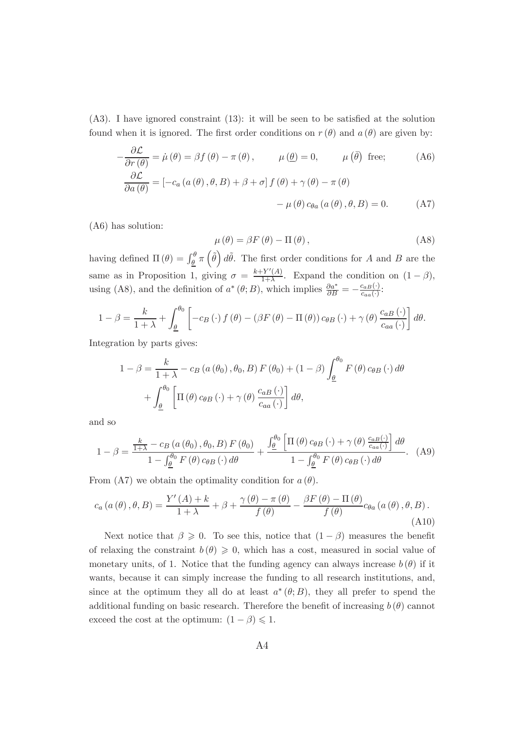(A3). I have ignored constraint (13): it will be seen to be satisfied at the solution found when it is ignored. The first order conditions on $r(\theta)$ and $a(\theta)$ are given by:

$$-\frac{\partial \mathcal{L}}{\partial r(\theta)} = \dot{\mu}(\theta) = \beta f(\theta) - \pi(\theta), \qquad \mu(\underline{\theta}) = 0, \qquad \mu(\bar{\theta}) \text{ free;} \tag{A6}$$

$$\frac{\partial \mathcal{L}}{\partial a(\theta)} = \left[-c_a(a(\theta), \theta, B) + \beta + \sigma\right] f(\theta) + \gamma(\theta) - \pi(\theta) - \mu(\theta)\, c_{\theta a}(a(\theta), \theta, B) = 0. \tag{A7}$$

(A6) has solution:

$$\mu(\theta) = \beta F(\theta) - \Pi(\theta), \tag{A8}$$

having defined $\Pi(\theta) = \int_{\underline{\theta}}^{\theta} \pi(\tilde{\theta})\, d\tilde{\theta}$. The first order conditions for $A$ and $B$ are the same as in Proposition 1, giving $\sigma = \frac{k+Y'(A)}{1+\lambda}$. Expand the condition on $(1-\beta)$, using (A8), and the definition of $a^*(\theta; B)$, which implies $\frac{\partial a^*}{\partial B} = -\frac{c_{aB}(\cdot)}{c_{aa}(\cdot)}$:

$$1 - \beta = \frac{k}{1+\lambda} + \int_{\underline{\theta}}^{\theta_0} \left[-c_B(\cdot) f(\theta) - (\beta F(\theta) - \Pi(\theta))\, c_{\theta B}(\cdot) + \gamma(\theta) \frac{c_{aB}(\cdot)}{c_{aa}(\cdot)}\right] d\theta.$$

Integration by parts gives:

$$1 - \beta = \frac{k}{1+\lambda} - c_B(a(\theta_0), \theta_0, B) F(\theta_0) + (1-\beta) \int_{\underline{\theta}}^{\theta_0} F(\theta)\, c_{\theta B}(\cdot)\, d\theta + \int_{\underline{\theta}}^{\theta_0} \left[\Pi(\theta)\, c_{\theta B}(\cdot) + \gamma(\theta) \frac{c_{aB}(\cdot)}{c_{aa}(\cdot)}\right] d\theta,$$

and so

$$1 - \beta = \frac{\frac{k}{1+\lambda} - c_B(a(\theta_0), \theta_0, B) F(\theta_0)}{1 - \int_{\underline{\theta}}^{\theta_0} F(\theta)\, c_{\theta B}(\cdot)\, d\theta} + \frac{\int_{\underline{\theta}}^{\theta_0} \left[\Pi(\theta)\, c_{\theta B}(\cdot) + \gamma(\theta) \frac{c_{aB}(\cdot)}{c_{aa}(\cdot)}\right] d\theta}{1 - \int_{\underline{\theta}}^{\theta_0} F(\theta)\, c_{\theta B}(\cdot)\, d\theta}. \tag{A9}$$

From (A7) we obtain the optimality condition for $a(\theta)$.

$$c_a(a(\theta), \theta, B) = \frac{Y'(A) + k}{1+\lambda} + \beta + \frac{\gamma(\theta) - \pi(\theta)}{f(\theta)} - \frac{\beta F(\theta) - \Pi(\theta)}{f(\theta)} c_{\theta a}(a(\theta), \theta, B). \tag{A10}$$

Next notice that $\beta \geqslant 0$. To see this, notice that $(1-\beta)$ measures the benefit of relaxing the constraint $b(\theta) \geqslant 0$, which has a cost, measured in social value of monetary units, of 1. Notice that the funding agency can always increase $b(\theta)$ if it wants, because it can simply increase the funding to all research institutions, and, since at the optimum they all do at least $a^*(\theta; B)$, they all prefer to spend the additional funding on basic research. Therefore the benefit of increasing $b(\theta)$ cannot exceed the cost at the optimum: $(1-\beta) \leqslant 1$.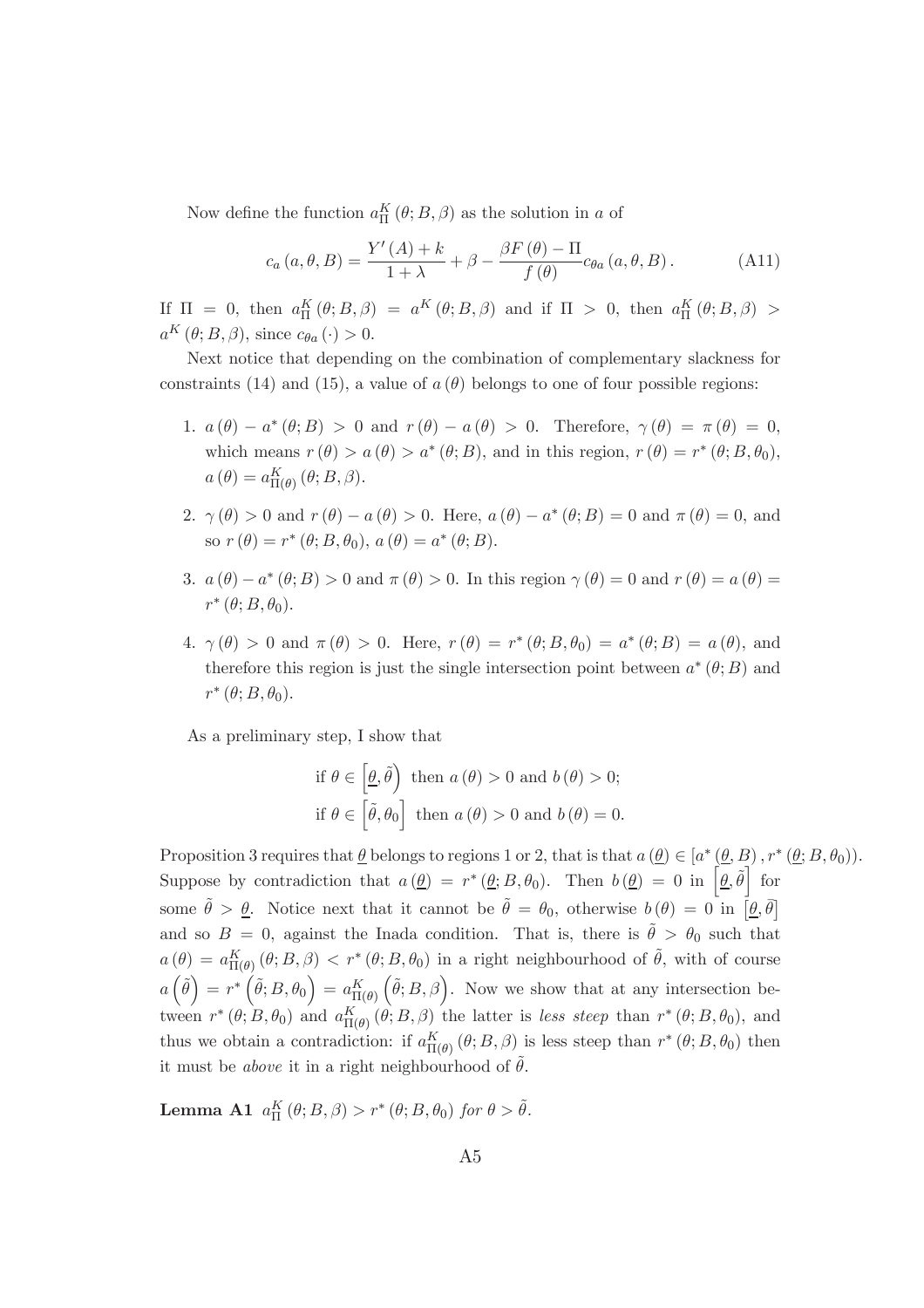Now define the function $a^K_\Pi(\theta; B, \beta)$ as the solution in $a$ of

$$c_a(a, \theta, B) = \frac{Y'(A) + k}{1 + \lambda} + \beta - \frac{\beta F(\theta) - \Pi}{f(\theta)} c_{\theta a}(a, \theta, B). \tag{A11}$$

If $\Pi = 0$, then $a^K_\Pi(\theta; B, \beta) = a^K(\theta; B, \beta)$ and if $\Pi > 0$, then $a^K_\Pi(\theta; B, \beta) > a^K(\theta; B, \beta)$, since $c_{\theta a}(\cdot) > 0$.

Next notice that depending on the combination of complementary slackness for constraints (14) and (15), a value of $a(\theta)$ belongs to one of four possible regions:

1. $a(\theta) - a^*(\theta; B) > 0$ and $r(\theta) - a(\theta) > 0$. Therefore, $\gamma(\theta) = \pi(\theta) = 0$, which means $r(\theta) > a(\theta) > a^*(\theta; B)$, and in this region, $r(\theta) = r^*(\theta; B, \theta_0)$, $a(\theta) = a^K_{\Pi(\theta)}(\theta; B, \beta)$.
2. $\gamma(\theta) > 0$ and $r(\theta) - a(\theta) > 0$. Here, $a(\theta) - a^*(\theta; B) = 0$ and $\pi(\theta) = 0$, and so $r(\theta) = r^*(\theta; B, \theta_0)$, $a(\theta) = a^*(\theta; B)$.
3. $a(\theta) - a^*(\theta; B) > 0$ and $\pi(\theta) > 0$. In this region $\gamma(\theta) = 0$ and $r(\theta) = a(\theta) = r^*(\theta; B, \theta_0)$.
4. $\gamma(\theta) > 0$ and $\pi(\theta) > 0$. Here, $r(\theta) = r^*(\theta; B, \theta_0) = a^*(\theta; B) = a(\theta)$, and therefore this region is just the single intersection point between $a^*(\theta; B)$ and $r^*(\theta; B, \theta_0)$.

As a preliminary step, I show that

$$\begin{aligned}
&\text{if } \theta \in \left[\underline{\theta}, \tilde{\theta}\right) \text{ then } a(\theta) > 0 \text{ and } b(\theta) > 0; \\
&\text{if } \theta \in \left[\tilde{\theta}, \theta_0\right] \text{ then } a(\theta) > 0 \text{ and } b(\theta) = 0.
\end{aligned}$$

Proposition 3 requires that $\underline{\theta}$ belongs to regions 1 or 2, that is that $a(\underline{\theta}) \in [a^*(\underline{\theta}, B), r^*(\underline{\theta}; B, \theta_0))$. Suppose by contradiction that $a(\underline{\theta}) = r^*(\underline{\theta}; B, \theta_0)$. Then $b(\underline{\theta}) = 0$ in $\left[\underline{\theta}, \tilde{\theta}\right]$ for some $\tilde{\theta} > \underline{\theta}$. Notice next that it cannot be $\tilde{\theta} = \theta_0$, otherwise $b(\theta) = 0$ in $\left[\underline{\theta}, \bar{\theta}\right]$ and so $B = 0$, against the Inada condition. That is, there is $\tilde{\theta} > \theta_0$ such that $a(\theta) = a^K_{\Pi(\theta)}(\theta; B, \beta) < r^*(\theta; B, \theta_0)$ in a right neighbourhood of $\tilde{\theta}$, with of course $a\left(\tilde{\theta}\right) = r^*\left(\tilde{\theta}; B, \theta_0\right) = a^K_{\Pi(\theta)}\left(\tilde{\theta}; B, \beta\right)$. Now we show that at any intersection between $r^*(\theta; B, \theta_0)$ and $a^K_{\Pi(\theta)}(\theta; B, \beta)$ the latter is *less steep* than $r^*(\theta; B, \theta_0)$, and thus we obtain a contradiction: if $a^K_{\Pi(\theta)}(\theta; B, \beta)$ is less steep than $r^*(\theta; B, \theta_0)$ then it must be *above* it in a right neighbourhood of $\tilde{\theta}$.

**Lemma A1** *$a^K_\Pi(\theta; B, \beta) > r^*(\theta; B, \theta_0)$ for $\theta > \tilde{\theta}$.*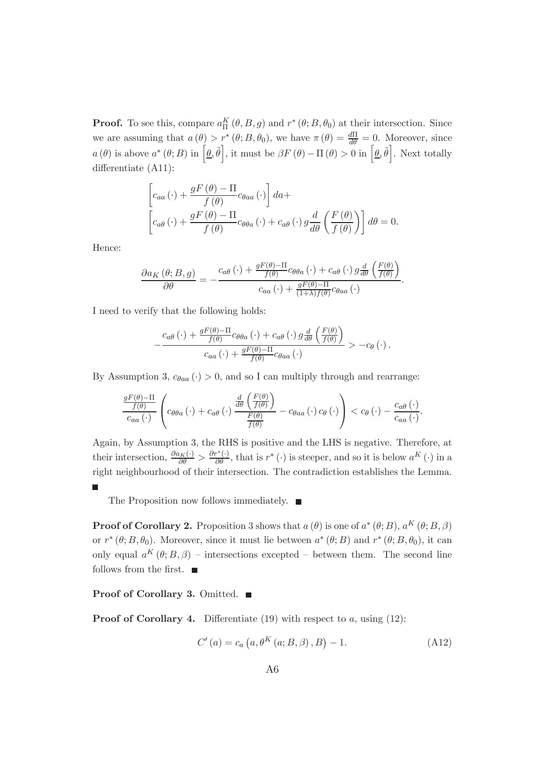**Proof.** To see this, compare $a_{\Pi}^{K}(\theta, B, g)$ and $r^*(\theta; B, \theta_0)$ at their intersection. Since we are assuming that $a(\theta) > r^*(\theta; B, \theta_0)$, we have $\pi(\theta) = \frac{d\Pi}{d\theta} = 0$. Moreover, since $a(\theta)$ is above $a^*(\theta; B)$ in $\left[\underline{\theta}, \tilde{\theta}\right]$, it must be $\beta F(\theta) - \Pi(\theta) > 0$ in $\left[\underline{\theta}, \tilde{\theta}\right]$. Next totally differentiate (A11):

$$\left[c_{aa}(\cdot) + \frac{gF(\theta) - \Pi}{f(\theta)} c_{\theta aa}(\cdot)\right] da +$$
$$\left[c_{a\theta}(\cdot) + \frac{gF(\theta) - \Pi}{f(\theta)} c_{\theta\theta a}(\cdot) + c_{a\theta}(\cdot)\, g \frac{d}{d\theta}\left(\frac{F(\theta)}{f(\theta)}\right)\right] d\theta = 0.$$

Hence:

$$\frac{\partial a_K(\theta; B, g)}{\partial \theta} = -\frac{c_{a\theta}(\cdot) + \frac{gF(\theta)-\Pi}{f(\theta)} c_{\theta\theta a}(\cdot) + c_{a\theta}(\cdot)\, g \frac{d}{d\theta}\left(\frac{F(\theta)}{f(\theta)}\right)}{c_{aa}(\cdot) + \frac{gF(\theta)-\Pi}{(1+\lambda)f(\theta)} c_{\theta aa}(\cdot)}.$$

I need to verify that the following holds:

$$-\frac{c_{a\theta}(\cdot) + \frac{gF(\theta)-\Pi}{f(\theta)} c_{\theta\theta a}(\cdot) + c_{a\theta}(\cdot)\, g \frac{d}{d\theta}\left(\frac{F(\theta)}{f(\theta)}\right)}{c_{aa}(\cdot) + \frac{gF(\theta)-\Pi}{f(\theta)} c_{\theta aa}(\cdot)} > -c_{\theta}(\cdot).$$

By Assumption 3, $c_{\theta aa}(\cdot) > 0$, and so I can multiply through and rearrange:

$$\frac{\frac{gF(\theta)-\Pi}{f(\theta)}}{c_{aa}(\cdot)} \left( c_{\theta\theta a}(\cdot) + c_{a\theta}(\cdot) \frac{\frac{d}{d\theta}\left(\frac{F(\theta)}{f(\theta)}\right)}{\frac{F(\theta)}{f(\theta)}} - c_{\theta aa}(\cdot)\, c_{\theta}(\cdot) \right) < c_{\theta}(\cdot) - \frac{c_{a\theta}(\cdot)}{c_{aa}(\cdot)}.$$

Again, by Assumption 3, the RHS is positive and the LHS is negative. Therefore, at their intersection, $\frac{\partial a_K(\cdot)}{\partial \theta} > \frac{\partial r^*(\cdot)}{\partial \theta}$, that is $r^*(\cdot)$ is steeper, and so it is below $a^K(\cdot)$ in a right neighbourhood of their intersection. The contradiction establishes the Lemma. ∎

The Proposition now follows immediately. ∎

**Proof of Corollary 2.** Proposition 3 shows that $a(\theta)$ is one of $a^*(\theta; B)$, $a^K(\theta; B, \beta)$ or $r^*(\theta; B, \theta_0)$. Moreover, since it must lie between $a^*(\theta; B)$ and $r^*(\theta; B, \theta_0)$, it can only equal $a^K(\theta; B, \beta)$ – intersections excepted – between them. The second line follows from the first. ∎

**Proof of Corollary 3.** Omitted. ∎

**Proof of Corollary 4.** Differentiate (19) with respect to $a$, using (12):

$$C'(a) = c_a\left(a, \theta^K(a; B, \beta), B\right) - 1. \tag{A12}$$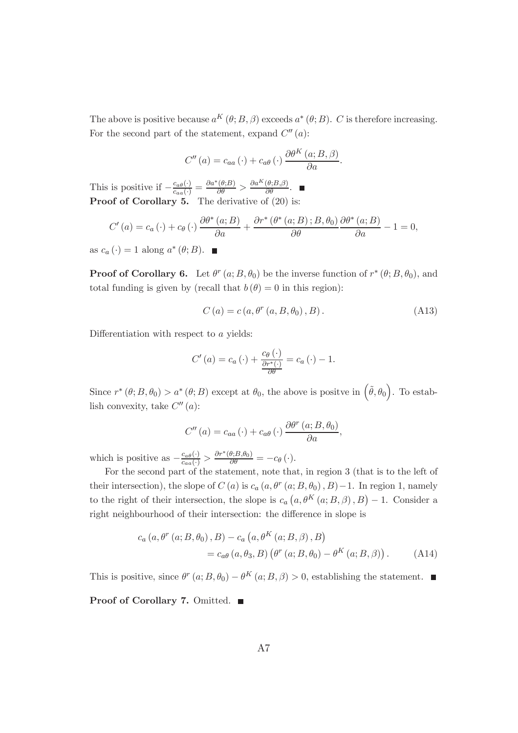The above is positive because $a^K(\theta; B, \beta)$ exceeds $a^*(\theta; B)$. $C$ is therefore increasing. For the second part of the statement, expand $C''(a)$:

$$C''(a) = c_{aa}(\cdot) + c_{a\theta}(\cdot) \frac{\partial \theta^K(a; B, \beta)}{\partial a}.$$

This is positive if $-\frac{c_{a\theta}(\cdot)}{c_{aa}(\cdot)} = \frac{\partial a^*(\theta;B)}{\partial \theta} > \frac{\partial a^K(\theta;B,\beta)}{\partial \theta}$. ■

**Proof of Corollary 5.** The derivative of (20) is:

$$C'(a) = c_a(\cdot) + c_\theta(\cdot) \frac{\partial \theta^*(a; B)}{\partial a} + \frac{\partial r^*(\theta^*(a; B); B, \theta_0)}{\partial \theta} \frac{\partial \theta^*(a; B)}{\partial a} - 1 = 0,$$

as $c_a(\cdot) = 1$ along $a^*(\theta; B)$. ■

**Proof of Corollary 6.** Let $\theta^r(a; B, \theta_0)$ be the inverse function of $r^*(\theta; B, \theta_0)$, and total funding is given by (recall that $b(\theta) = 0$ in this region):

$$C(a) = c(a, \theta^r(a, B, \theta_0), B). \tag{A13}$$

Differentiation with respect to $a$ yields:

$$C'(a) = c_a(\cdot) + \frac{c_\theta(\cdot)}{\frac{\partial r^*(\cdot)}{\partial \theta}} = c_a(\cdot) - 1.$$

Since $r^*(\theta; B, \theta_0) > a^*(\theta; B)$ except at $\theta_0$, the above is positve in $\left(\tilde{\theta}, \theta_0\right)$. To establish convexity, take $C''(a)$:

$$C''(a) = c_{aa}(\cdot) + c_{a\theta}(\cdot) \frac{\partial \theta^r(a; B, \theta_0)}{\partial a},$$

which is positive as $-\frac{c_{a\theta}(\cdot)}{c_{aa}(\cdot)} > \frac{\partial r^*(\theta;B,\theta_0)}{\partial \theta} = -c_\theta(\cdot)$.

For the second part of the statement, note that, in region 3 (that is to the left of their intersection), the slope of $C(a)$ is $c_a(a, \theta^r(a; B, \theta_0), B) - 1$. In region 1, namely to the right of their intersection, the slope is $c_a\left(a, \theta^K(a; B, \beta), B\right) - 1$. Consider a right neighbourhood of their intersection: the difference in slope is

$$\begin{aligned} c_a(a, \theta^r(a; B, \theta_0), B) &- c_a\left(a, \theta^K(a; B, \beta), B\right) \\ &= c_{a\theta}(a, \theta_3, B)\left(\theta^r(a; B, \theta_0) - \theta^K(a; B, \beta)\right). \end{aligned} \tag{A14}$$

This is positive, since $\theta^r(a; B, \theta_0) - \theta^K(a; B, \beta) > 0$, establishing the statement. ■

**Proof of Corollary 7.** Omitted. ■